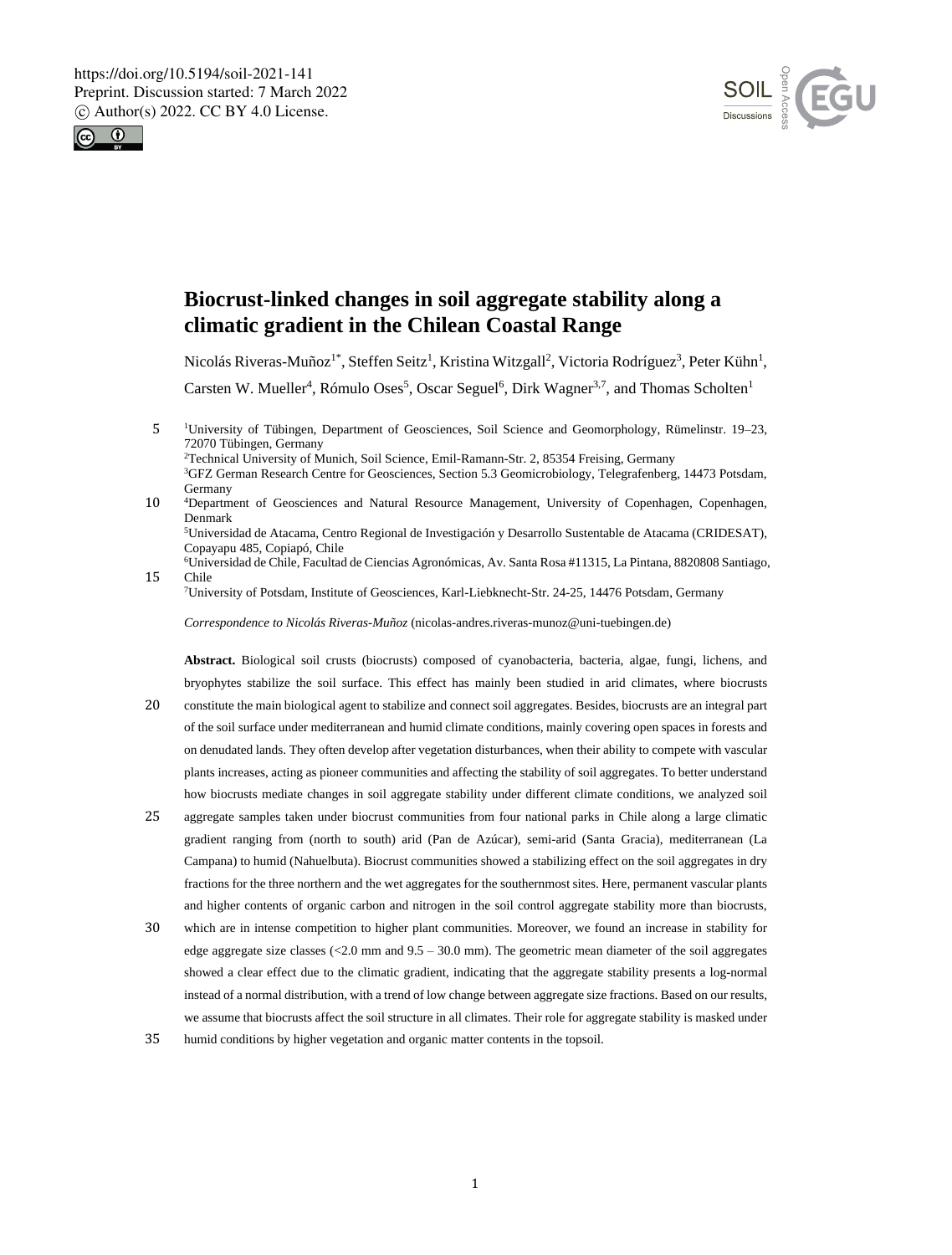# Biocrust-linked changes in soil aggregate stability along a climatic gradient in the Chilean Coastal Range

Nicolás Riveras-Muñoz[1*], Steffen Seitz[1], Kristina Witzgall[2], Victoria Rodríguez[3], Peter Kühn[1], Carsten W. Mueller[4], Rómulo Oses[5], Oscar Seguel[6], Dirk Wagner[3,7], and Thomas Scholten[1]

[1]University of Tübingen, Department of Geosciences, Soil Science and Geomorphology, Rümelinstr. 19–23, 72070 Tübingen, Germany
[2]Technical University of Munich, Soil Science, Emil-Ramann-Str. 2, 85354 Freising, Germany
[3]GFZ German Research Centre for Geosciences, Section 5.3 Geomicrobiology, Telegrafenberg, 14473 Potsdam, Germany
[4]Department of Geosciences and Natural Resource Management, University of Copenhagen, Copenhagen, Denmark
[5]Universidad de Atacama, Centro Regional de Investigación y Desarrollo Sustentable de Atacama (CRIDESAT), Copayapu 485, Copiapó, Chile
[6]Universidad de Chile, Facultad de Ciencias Agronómicas, Av. Santa Rosa #11315, La Pintana, 8820808 Santiago, Chile
[7]University of Potsdam, Institute of Geosciences, Karl-Liebknecht-Str. 24-25, 14476 Potsdam, Germany

*Correspondence to Nicolás Riveras-Muñoz* (nicolas-andres.riveras-munoz@uni-tuebingen.de)

**Abstract.** Biological soil crusts (biocrusts) composed of cyanobacteria, bacteria, algae, fungi, lichens, and bryophytes stabilize the soil surface. This effect has mainly been studied in arid climates, where biocrusts constitute the main biological agent to stabilize and connect soil aggregates. Besides, biocrusts are an integral part of the soil surface under mediterranean and humid climate conditions, mainly covering open spaces in forests and on denudated lands. They often develop after vegetation disturbances, when their ability to compete with vascular plants increases, acting as pioneer communities and affecting the stability of soil aggregates. To better understand how biocrusts mediate changes in soil aggregate stability under different climate conditions, we analyzed soil aggregate samples taken under biocrust communities from four national parks in Chile along a large climatic gradient ranging from (north to south) arid (Pan de Azúcar), semi-arid (Santa Gracia), mediterranean (La Campana) to humid (Nahuelbuta). Biocrust communities showed a stabilizing effect on the soil aggregates in dry fractions for the three northern and the wet aggregates for the southernmost sites. Here, permanent vascular plants and higher contents of organic carbon and nitrogen in the soil control aggregate stability more than biocrusts, which are in intense competition to higher plant communities. Moreover, we found an increase in stability for edge aggregate size classes (<2.0 mm and 9.5 – 30.0 mm). The geometric mean diameter of the soil aggregates showed a clear effect due to the climatic gradient, indicating that the aggregate stability presents a log-normal instead of a normal distribution, with a trend of low change between aggregate size fractions. Based on our results, we assume that biocrusts affect the soil structure in all climates. Their role for aggregate stability is masked under humid conditions by higher vegetation and organic matter contents in the topsoil.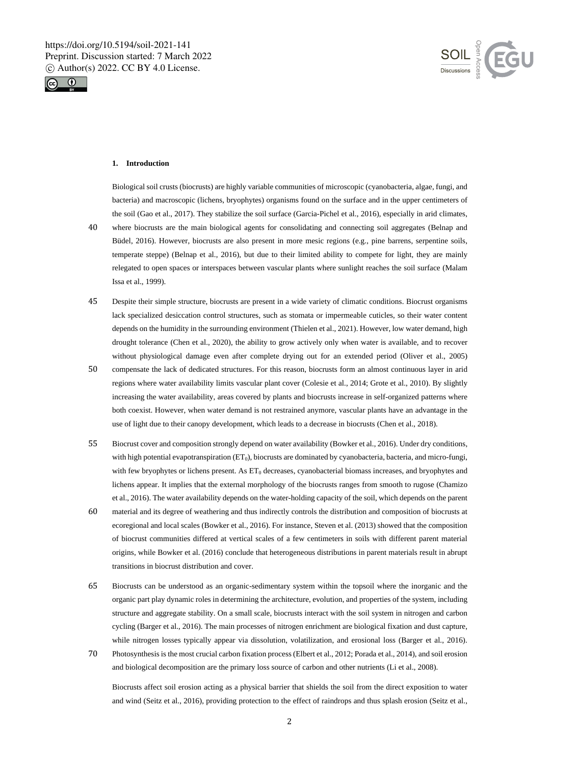## 1. Introduction

Biological soil crusts (biocrusts) are highly variable communities of microscopic (cyanobacteria, algae, fungi, and bacteria) and macroscopic (lichens, bryophytes) organisms found on the surface and in the upper centimeters of the soil (Gao et al., 2017). They stabilize the soil surface (Garcia-Pichel et al., 2016), especially in arid climates, where biocrusts are the main biological agents for consolidating and connecting soil aggregates (Belnap and Büdel, 2016). However, biocrusts are also present in more mesic regions (e.g., pine barrens, serpentine soils, temperate steppe) (Belnap et al., 2016), but due to their limited ability to compete for light, they are mainly relegated to open spaces or interspaces between vascular plants where sunlight reaches the soil surface (Malam Issa et al., 1999).

Despite their simple structure, biocrusts are present in a wide variety of climatic conditions. Biocrust organisms lack specialized desiccation control structures, such as stomata or impermeable cuticles, so their water content depends on the humidity in the surrounding environment (Thielen et al., 2021). However, low water demand, high drought tolerance (Chen et al., 2020), the ability to grow actively only when water is available, and to recover without physiological damage even after complete drying out for an extended period (Oliver et al., 2005) compensate the lack of dedicated structures. For this reason, biocrusts form an almost continuous layer in arid regions where water availability limits vascular plant cover (Colesie et al., 2014; Grote et al., 2010). By slightly increasing the water availability, areas covered by plants and biocrusts increase in self-organized patterns where both coexist. However, when water demand is not restrained anymore, vascular plants have an advantage in the use of light due to their canopy development, which leads to a decrease in biocrusts (Chen et al., 2018).

Biocrust cover and composition strongly depend on water availability (Bowker et al., 2016). Under dry conditions, with high potential evapotranspiration ($ET_0$), biocrusts are dominated by cyanobacteria, bacteria, and micro-fungi, with few bryophytes or lichens present. As $ET_0$ decreases, cyanobacterial biomass increases, and bryophytes and lichens appear. It implies that the external morphology of the biocrusts ranges from smooth to rugose (Chamizo et al., 2016). The water availability depends on the water-holding capacity of the soil, which depends on the parent material and its degree of weathering and thus indirectly controls the distribution and composition of biocrusts at ecoregional and local scales (Bowker et al., 2016). For instance, Steven et al. (2013) showed that the composition of biocrust communities differed at vertical scales of a few centimeters in soils with different parent material origins, while Bowker et al. (2016) conclude that heterogeneous distributions in parent materials result in abrupt transitions in biocrust distribution and cover.

Biocrusts can be understood as an organic-sedimentary system within the topsoil where the inorganic and the organic part play dynamic roles in determining the architecture, evolution, and properties of the system, including structure and aggregate stability. On a small scale, biocrusts interact with the soil system in nitrogen and carbon cycling (Barger et al., 2016). The main processes of nitrogen enrichment are biological fixation and dust capture, while nitrogen losses typically appear via dissolution, volatilization, and erosional loss (Barger et al., 2016). Photosynthesis is the most crucial carbon fixation process (Elbert et al., 2012; Porada et al., 2014), and soil erosion and biological decomposition are the primary loss source of carbon and other nutrients (Li et al., 2008).

Biocrusts affect soil erosion acting as a physical barrier that shields the soil from the direct exposition to water and wind (Seitz et al., 2016), providing protection to the effect of raindrops and thus splash erosion (Seitz et al.,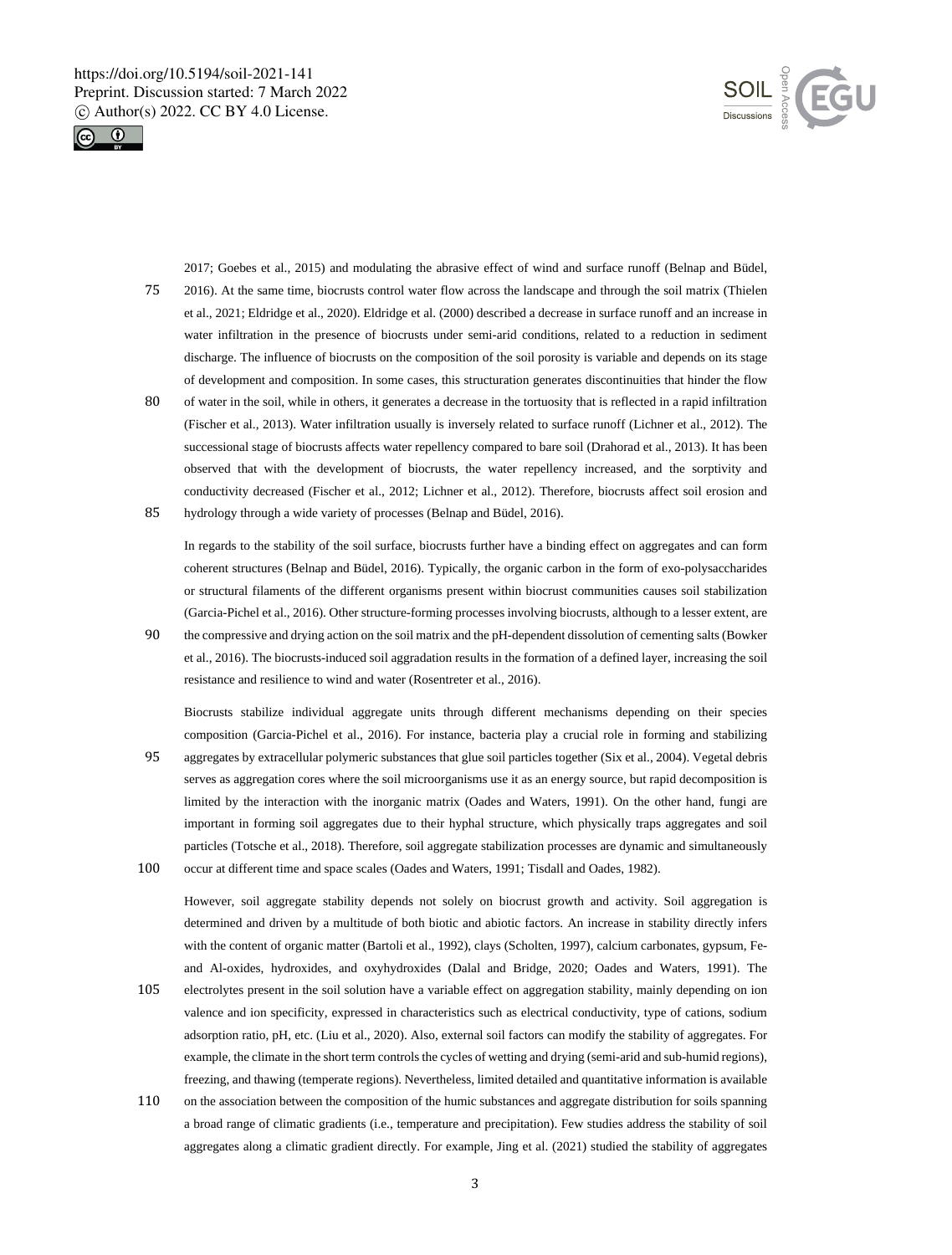2017; Goebes et al., 2015) and modulating the abrasive effect of wind and surface runoff (Belnap and Büdel, 2016). At the same time, biocrusts control water flow across the landscape and through the soil matrix (Thielen et al., 2021; Eldridge et al., 2020). Eldridge et al. (2000) described a decrease in surface runoff and an increase in water infiltration in the presence of biocrusts under semi-arid conditions, related to a reduction in sediment discharge. The influence of biocrusts on the composition of the soil porosity is variable and depends on its stage of development and composition. In some cases, this structuration generates discontinuities that hinder the flow of water in the soil, while in others, it generates a decrease in the tortuosity that is reflected in a rapid infiltration (Fischer et al., 2013). Water infiltration usually is inversely related to surface runoff (Lichner et al., 2012). The successional stage of biocrusts affects water repellency compared to bare soil (Drahorad et al., 2013). It has been observed that with the development of biocrusts, the water repellency increased, and the sorptivity and conductivity decreased (Fischer et al., 2012; Lichner et al., 2012). Therefore, biocrusts affect soil erosion and hydrology through a wide variety of processes (Belnap and Büdel, 2016).

In regards to the stability of the soil surface, biocrusts further have a binding effect on aggregates and can form coherent structures (Belnap and Büdel, 2016). Typically, the organic carbon in the form of exo-polysaccharides or structural filaments of the different organisms present within biocrust communities causes soil stabilization (Garcia-Pichel et al., 2016). Other structure-forming processes involving biocrusts, although to a lesser extent, are the compressive and drying action on the soil matrix and the pH-dependent dissolution of cementing salts (Bowker et al., 2016). The biocrusts-induced soil aggradation results in the formation of a defined layer, increasing the soil resistance and resilience to wind and water (Rosentreter et al., 2016).

Biocrusts stabilize individual aggregate units through different mechanisms depending on their species composition (Garcia-Pichel et al., 2016). For instance, bacteria play a crucial role in forming and stabilizing aggregates by extracellular polymeric substances that glue soil particles together (Six et al., 2004). Vegetal debris serves as aggregation cores where the soil microorganisms use it as an energy source, but rapid decomposition is limited by the interaction with the inorganic matrix (Oades and Waters, 1991). On the other hand, fungi are important in forming soil aggregates due to their hyphal structure, which physically traps aggregates and soil particles (Totsche et al., 2018). Therefore, soil aggregate stabilization processes are dynamic and simultaneously occur at different time and space scales (Oades and Waters, 1991; Tisdall and Oades, 1982).

However, soil aggregate stability depends not solely on biocrust growth and activity. Soil aggregation is determined and driven by a multitude of both biotic and abiotic factors. An increase in stability directly infers with the content of organic matter (Bartoli et al., 1992), clays (Scholten, 1997), calcium carbonates, gypsum, Fe- and Al-oxides, hydroxides, and oxyhydroxides (Dalal and Bridge, 2020; Oades and Waters, 1991). The electrolytes present in the soil solution have a variable effect on aggregation stability, mainly depending on ion valence and ion specificity, expressed in characteristics such as electrical conductivity, type of cations, sodium adsorption ratio, pH, etc. (Liu et al., 2020). Also, external soil factors can modify the stability of aggregates. For example, the climate in the short term controls the cycles of wetting and drying (semi-arid and sub-humid regions), freezing, and thawing (temperate regions). Nevertheless, limited detailed and quantitative information is available on the association between the composition of the humic substances and aggregate distribution for soils spanning a broad range of climatic gradients (i.e., temperature and precipitation). Few studies address the stability of soil aggregates along a climatic gradient directly. For example, Jing et al. (2021) studied the stability of aggregates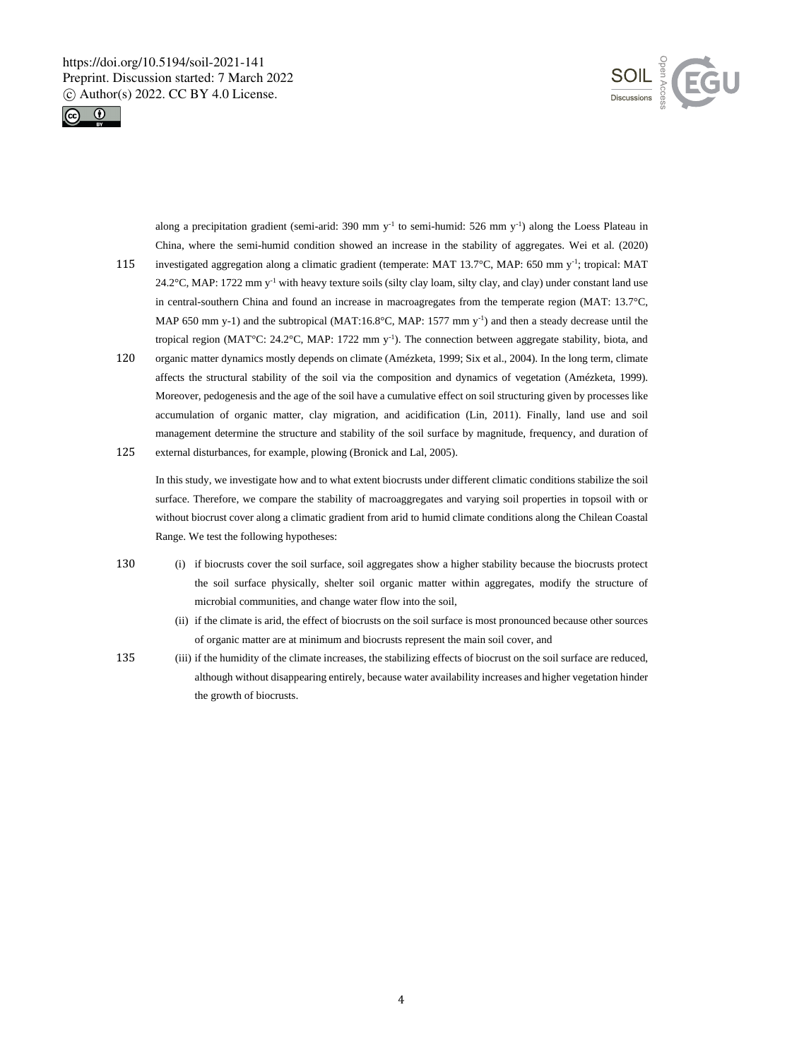along a precipitation gradient (semi-arid: 390 mm $y^{-1}$ to semi-humid: 526 mm $y^{-1}$) along the Loess Plateau in China, where the semi-humid condition showed an increase in the stability of aggregates. Wei et al. (2020) investigated aggregation along a climatic gradient (temperate: MAT 13.7°C, MAP: 650 mm $y^{-1}$; tropical: MAT 24.2°C, MAP: 1722 mm $y^{-1}$ with heavy texture soils (silty clay loam, silty clay, and clay) under constant land use in central-southern China and found an increase in macroagregates from the temperate region (MAT: 13.7°C, MAP 650 mm y-1) and the subtropical (MAT:16.8°C, MAP: 1577 mm $y^{-1}$) and then a steady decrease until the tropical region (MAT°C: 24.2°C, MAP: 1722 mm $y^{-1}$). The connection between aggregate stability, biota, and organic matter dynamics mostly depends on climate (Amézketa, 1999; Six et al., 2004). In the long term, climate affects the structural stability of the soil via the composition and dynamics of vegetation (Amézketa, 1999). Moreover, pedogenesis and the age of the soil have a cumulative effect on soil structuring given by processes like accumulation of organic matter, clay migration, and acidification (Lin, 2011). Finally, land use and soil management determine the structure and stability of the soil surface by magnitude, frequency, and duration of external disturbances, for example, plowing (Bronick and Lal, 2005).

In this study, we investigate how and to what extent biocrusts under different climatic conditions stabilize the soil surface. Therefore, we compare the stability of macroaggregates and varying soil properties in topsoil with or without biocrust cover along a climatic gradient from arid to humid climate conditions along the Chilean Coastal Range. We test the following hypotheses:

(i) if biocrusts cover the soil surface, soil aggregates show a higher stability because the biocrusts protect the soil surface physically, shelter soil organic matter within aggregates, modify the structure of microbial communities, and change water flow into the soil,

(ii) if the climate is arid, the effect of biocrusts on the soil surface is most pronounced because other sources of organic matter are at minimum and biocrusts represent the main soil cover, and

(iii) if the humidity of the climate increases, the stabilizing effects of biocrust on the soil surface are reduced, although without disappearing entirely, because water availability increases and higher vegetation hinder the growth of biocrusts.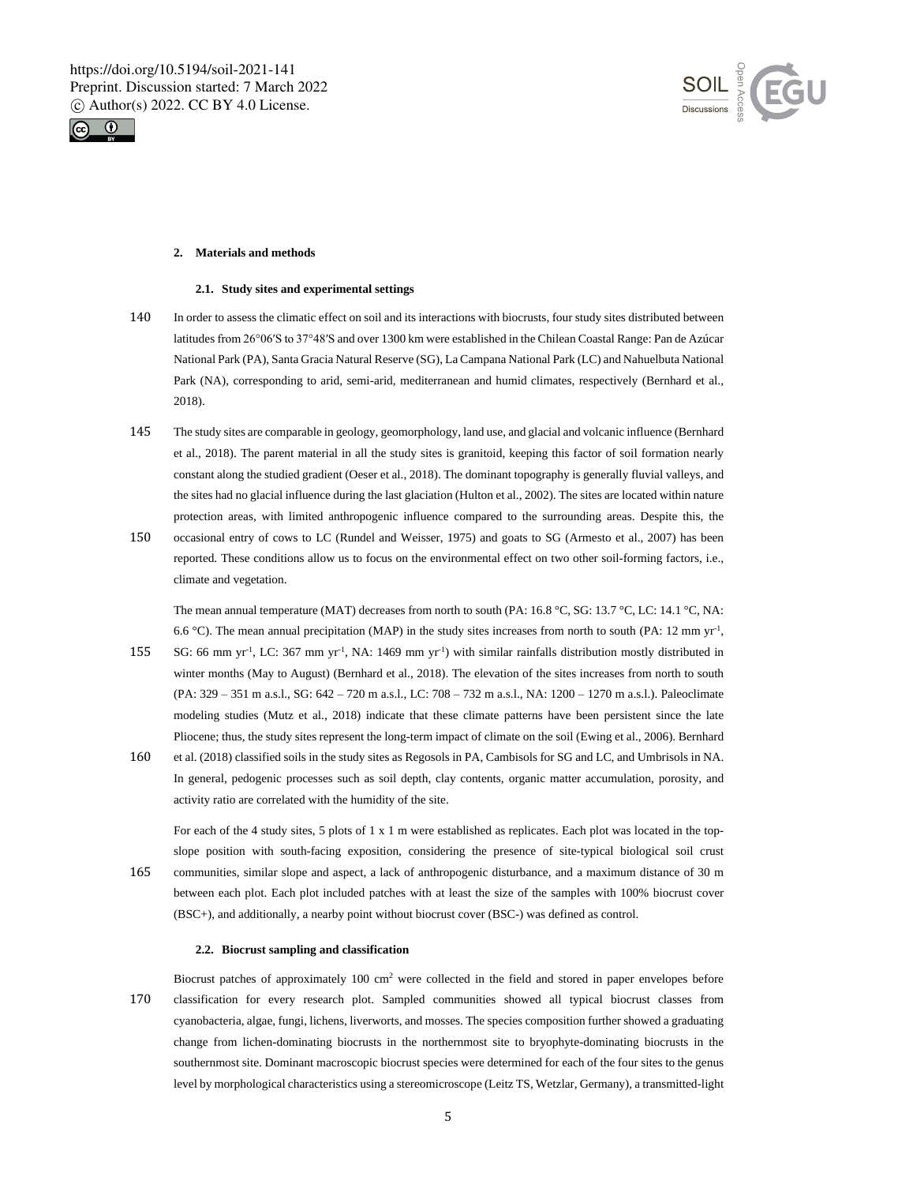## 2. Materials and methods

### 2.1. Study sites and experimental settings

In order to assess the climatic effect on soil and its interactions with biocrusts, four study sites distributed between latitudes from 26°06′S to 37°48′S and over 1300 km were established in the Chilean Coastal Range: Pan de Azúcar National Park (PA), Santa Gracia Natural Reserve (SG), La Campana National Park (LC) and Nahuelbuta National Park (NA), corresponding to arid, semi-arid, mediterranean and humid climates, respectively (Bernhard et al., 2018).

The study sites are comparable in geology, geomorphology, land use, and glacial and volcanic influence (Bernhard et al., 2018). The parent material in all the study sites is granitoid, keeping this factor of soil formation nearly constant along the studied gradient (Oeser et al., 2018). The dominant topography is generally fluvial valleys, and the sites had no glacial influence during the last glaciation (Hulton et al., 2002). The sites are located within nature protection areas, with limited anthropogenic influence compared to the surrounding areas. Despite this, the occasional entry of cows to LC (Rundel and Weisser, 1975) and goats to SG (Armesto et al., 2007) has been reported. These conditions allow us to focus on the environmental effect on two other soil-forming factors, i.e., climate and vegetation.

The mean annual temperature (MAT) decreases from north to south (PA: 16.8 °C, SG: 13.7 °C, LC: 14.1 °C, NA: 6.6 °C). The mean annual precipitation (MAP) in the study sites increases from north to south (PA: 12 mm $yr^{-1}$, SG: 66 mm $yr^{-1}$, LC: 367 mm $yr^{-1}$, NA: 1469 mm $yr^{-1}$) with similar rainfalls distribution mostly distributed in winter months (May to August) (Bernhard et al., 2018). The elevation of the sites increases from north to south (PA: 329 – 351 m a.s.l., SG: 642 – 720 m a.s.l., LC: 708 – 732 m a.s.l., NA: 1200 – 1270 m a.s.l.). Paleoclimate modeling studies (Mutz et al., 2018) indicate that these climate patterns have been persistent since the late Pliocene; thus, the study sites represent the long-term impact of climate on the soil (Ewing et al., 2006). Bernhard et al. (2018) classified soils in the study sites as Regosols in PA, Cambisols for SG and LC, and Umbrisols in NA. In general, pedogenic processes such as soil depth, clay contents, organic matter accumulation, porosity, and activity ratio are correlated with the humidity of the site.

For each of the 4 study sites, 5 plots of 1 x 1 m were established as replicates. Each plot was located in the top-slope position with south-facing exposition, considering the presence of site-typical biological soil crust communities, similar slope and aspect, a lack of anthropogenic disturbance, and a maximum distance of 30 m between each plot. Each plot included patches with at least the size of the samples with 100% biocrust cover (BSC+), and additionally, a nearby point without biocrust cover (BSC-) was defined as control.

### 2.2. Biocrust sampling and classification

Biocrust patches of approximately 100 $cm^2$ were collected in the field and stored in paper envelopes before classification for every research plot. Sampled communities showed all typical biocrust classes from cyanobacteria, algae, fungi, lichens, liverworts, and mosses. The species composition further showed a graduating change from lichen-dominating biocrusts in the northernmost site to bryophyte-dominating biocrusts in the southernmost site. Dominant macroscopic biocrust species were determined for each of the four sites to the genus level by morphological characteristics using a stereomicroscope (Leitz TS, Wetzlar, Germany), a transmitted-light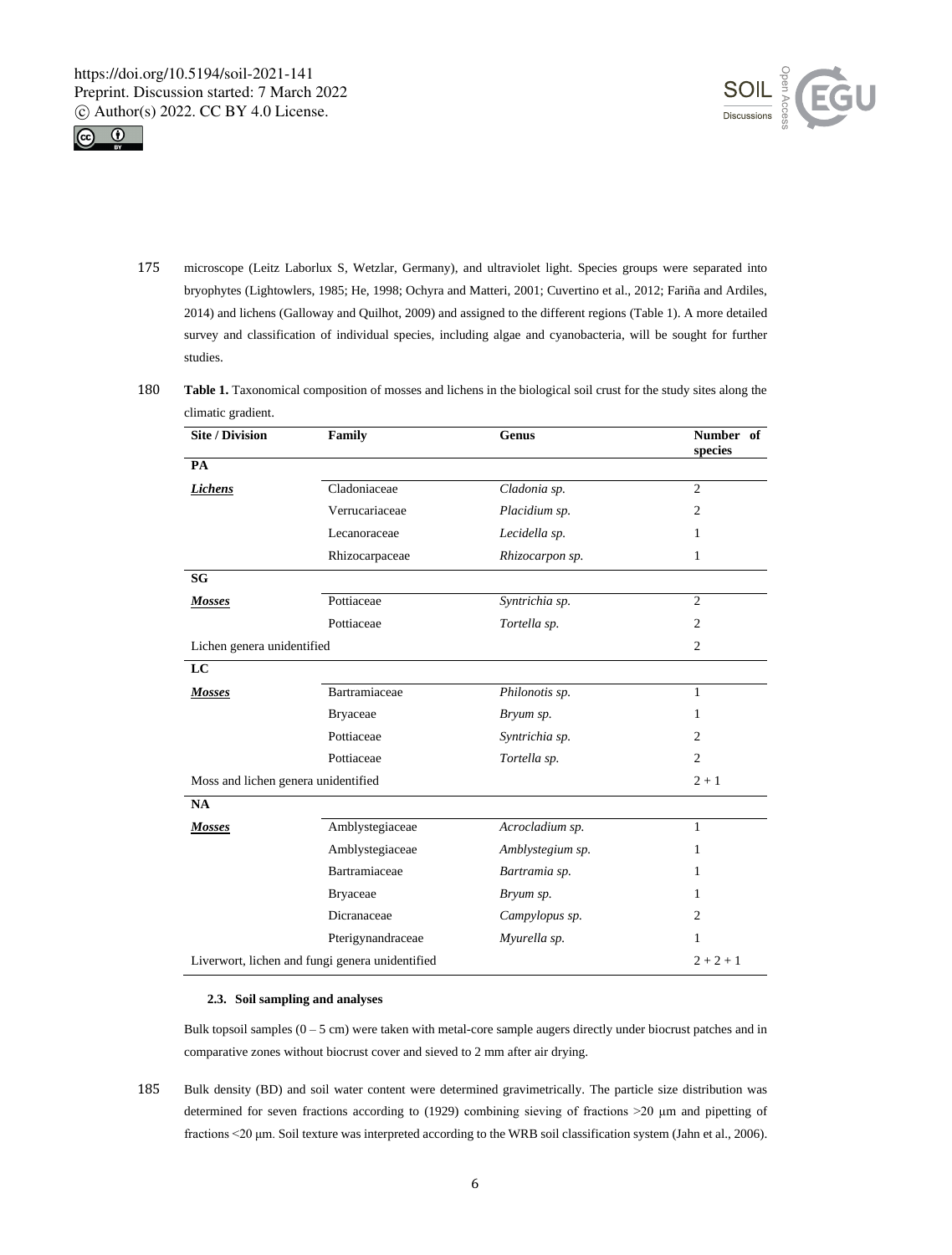microscope (Leitz Laborlux S, Wetzlar, Germany), and ultraviolet light. Species groups were separated into bryophytes (Lightowlers, 1985; He, 1998; Ochyra and Matteri, 2001; Cuvertino et al., 2012; Fariña and Ardiles, 2014) and lichens (Galloway and Quilhot, 2009) and assigned to the different regions (Table 1). A more detailed survey and classification of individual species, including algae and cyanobacteria, will be sought for further studies.

**Table 1.** Taxonomical composition of mosses and lichens in the biological soil crust for the study sites along the climatic gradient.

| Site / Division | Family | Genus | Number of species |
|---|---|---|---|
| **PA** | | | |
| ***Lichens*** | Cladoniaceae | *Cladonia sp.* | 2 |
| | Verrucariaceae | *Placidium sp.* | 2 |
| | Lecanoraceae | *Lecidella sp.* | 1 |
| | Rhizocarpaceae | *Rhizocarpon sp.* | 1 |
| **SG** | | | |
| ***Mosses*** | Pottiaceae | *Syntrichia sp.* | 2 |
| | Pottiaceae | *Tortella sp.* | 2 |
| Lichen genera unidentified | | | 2 |
| **LC** | | | |
| ***Mosses*** | Bartramiaceae | *Philonotis sp.* | 1 |
| | Bryaceae | *Bryum sp.* | 1 |
| | Pottiaceae | *Syntrichia sp.* | 2 |
| | Pottiaceae | *Tortella sp.* | 2 |
| Moss and lichen genera unidentified | | | 2 + 1 |
| **NA** | | | |
| ***Mosses*** | Amblystegiaceae | *Acrocladium sp.* | 1 |
| | Amblystegiaceae | *Amblystegium sp.* | 1 |
| | Bartramiaceae | *Bartramia sp.* | 1 |
| | Bryaceae | *Bryum sp.* | 1 |
| | Dicranaceae | *Campylopus sp.* | 2 |
| | Pterigynandraceae | *Myurella sp.* | 1 |
| Liverwort, lichen and fungi genera unidentified | | | 2 + 2 + 1 |

### 2.3. Soil sampling and analyses

Bulk topsoil samples (0 – 5 cm) were taken with metal-core sample augers directly under biocrust patches and in comparative zones without biocrust cover and sieved to 2 mm after air drying.

Bulk density (BD) and soil water content were determined gravimetrically. The particle size distribution was determined for seven fractions according to (1929) combining sieving of fractions >20 µm and pipetting of fractions <20 µm. Soil texture was interpreted according to the WRB soil classification system (Jahn et al., 2006).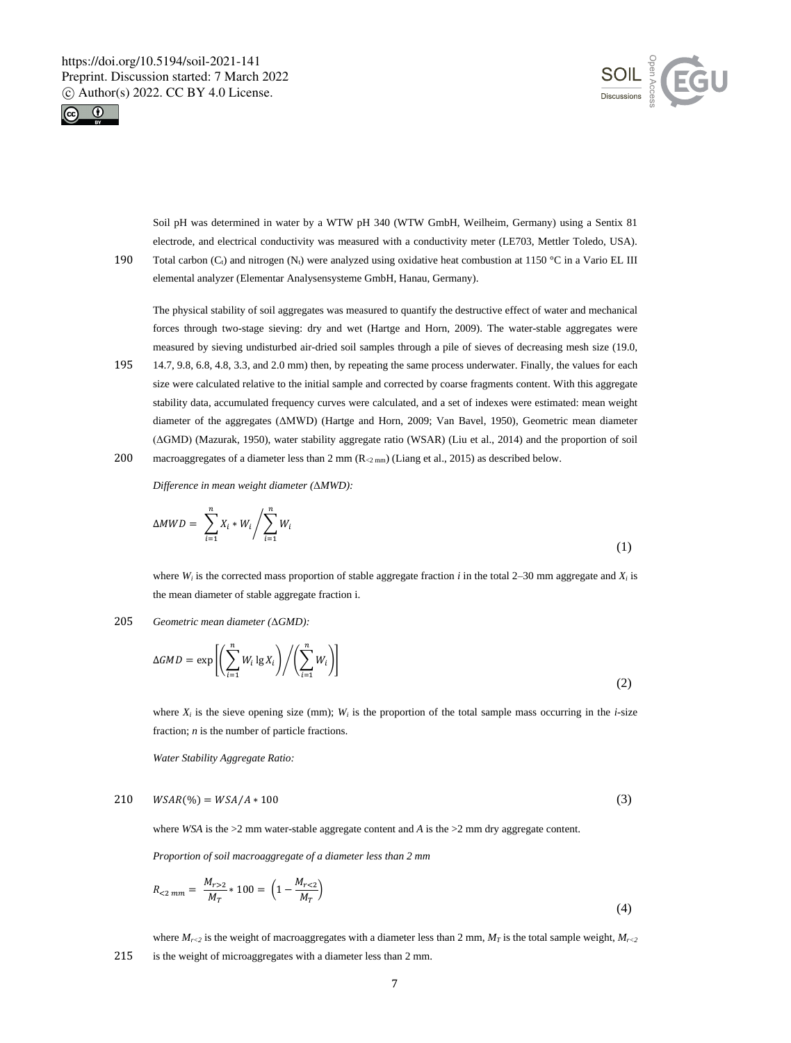Soil pH was determined in water by a WTW pH 340 (WTW GmbH, Weilheim, Germany) using a Sentix 81 electrode, and electrical conductivity was measured with a conductivity meter (LE703, Mettler Toledo, USA). Total carbon ($C_t$) and nitrogen ($N_t$) were analyzed using oxidative heat combustion at 1150 °C in a Vario EL III elemental analyzer (Elementar Analysensysteme GmbH, Hanau, Germany).

The physical stability of soil aggregates was measured to quantify the destructive effect of water and mechanical forces through two-stage sieving: dry and wet (Hartge and Horn, 2009). The water-stable aggregates were measured by sieving undisturbed air-dried soil samples through a pile of sieves of decreasing mesh size (19.0, 14.7, 9.8, 6.8, 4.8, 3.3, and 2.0 mm) then, by repeating the same process underwater. Finally, the values for each size were calculated relative to the initial sample and corrected by coarse fragments content. With this aggregate stability data, accumulated frequency curves were calculated, and a set of indexes were estimated: mean weight diameter of the aggregates (ΔMWD) (Hartge and Horn, 2009; Van Bavel, 1950), Geometric mean diameter (ΔGMD) (Mazurak, 1950), water stability aggregate ratio (WSAR) (Liu et al., 2014) and the proportion of soil macroaggregates of a diameter less than 2 mm ($R_{<2\,mm}$) (Liang et al., 2015) as described below.

*Difference in mean weight diameter (ΔMWD):*

$$\Delta MWD = \sum_{i=1}^{n} X_i * W_i \Big/ \sum_{i=1}^{n} W_i \tag{1}$$

where $W_i$ is the corrected mass proportion of stable aggregate fraction $i$ in the total 2–30 mm aggregate and $X_i$ is the mean diameter of stable aggregate fraction i.

*Geometric mean diameter (ΔGMD):*

$$\Delta GMD = \exp\left[\left(\sum_{i=1}^{n} W_i \lg X_i\right) \Big/ \left(\sum_{i=1}^{n} W_i\right)\right] \tag{2}$$

where $X_i$ is the sieve opening size (mm); $W_i$ is the proportion of the total sample mass occurring in the $i$-size fraction; $n$ is the number of particle fractions.

*Water Stability Aggregate Ratio:*

$$WSAR(\%) = WSA/A * 100 \tag{3}$$

where $WSA$ is the >2 mm water-stable aggregate content and $A$ is the >2 mm dry aggregate content.

*Proportion of soil macroaggregate of a diameter less than 2 mm*

$$R_{<2\,mm} = \frac{M_{r>2}}{M_T} * 100 = \left(1 - \frac{M_{r<2}}{M_T}\right) \tag{4}$$

where $M_{r<2}$ is the weight of macroaggregates with a diameter less than 2 mm, $M_T$ is the total sample weight, $M_{r<2}$ is the weight of microaggregates with a diameter less than 2 mm.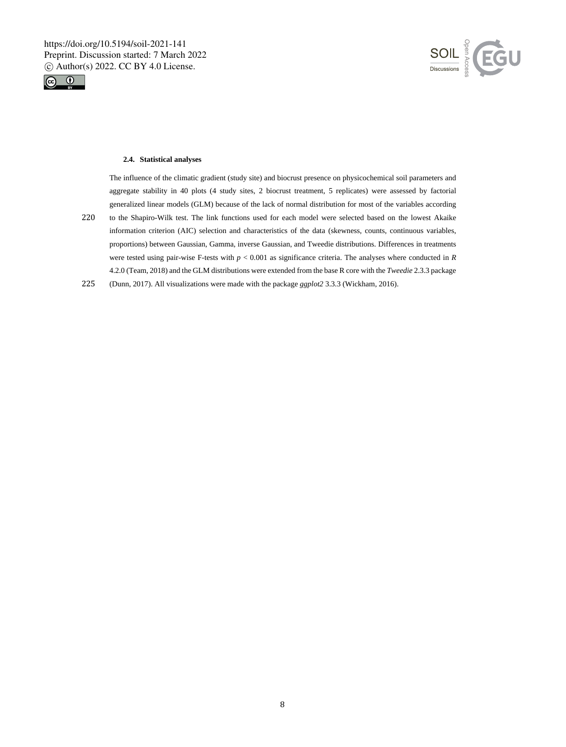### 2.4. Statistical analyses

The influence of the climatic gradient (study site) and biocrust presence on physicochemical soil parameters and aggregate stability in 40 plots (4 study sites, 2 biocrust treatment, 5 replicates) were assessed by factorial generalized linear models (GLM) because of the lack of normal distribution for most of the variables according to the Shapiro-Wilk test. The link functions used for each model were selected based on the lowest Akaike information criterion (AIC) selection and characteristics of the data (skewness, counts, continuous variables, proportions) between Gaussian, Gamma, inverse Gaussian, and Tweedie distributions. Differences in treatments were tested using pair-wise F-tests with $p < 0.001$ as significance criteria. The analyses where conducted in *R* 4.2.0 (Team, 2018) and the GLM distributions were extended from the base R core with the *Tweedie* 2.3.3 package (Dunn, 2017). All visualizations were made with the package *ggplot2* 3.3.3 (Wickham, 2016).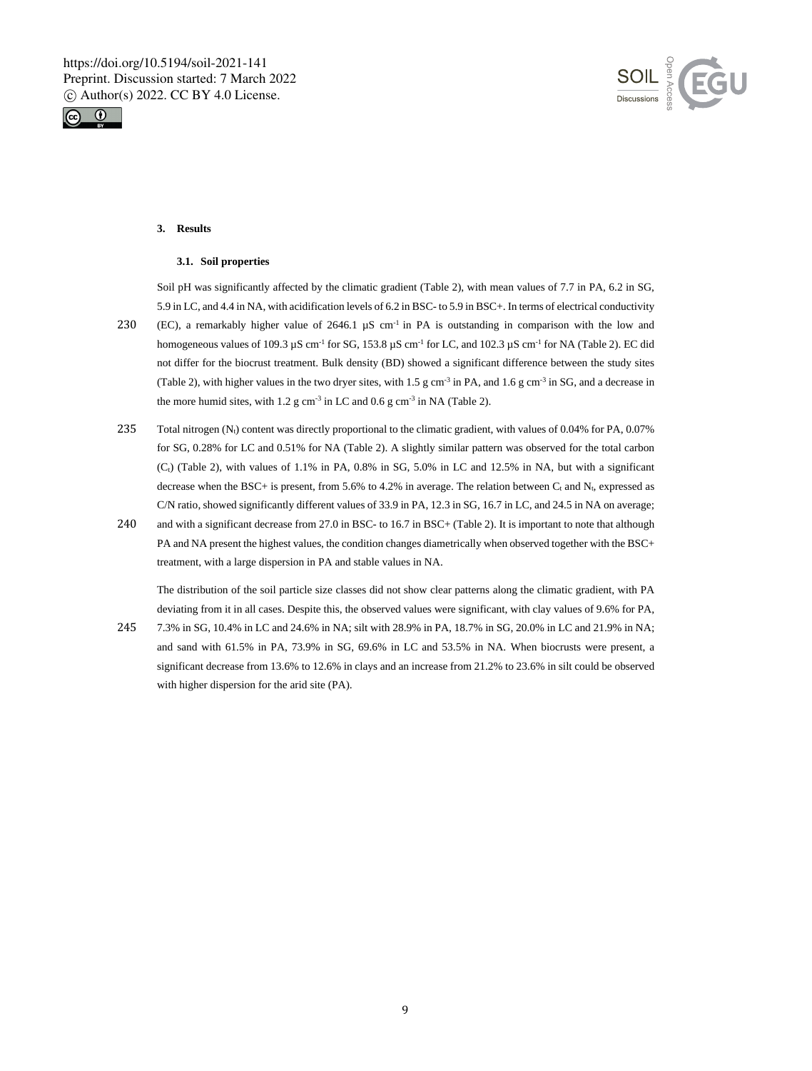## 3. Results

### 3.1. Soil properties

Soil pH was significantly affected by the climatic gradient (Table 2), with mean values of 7.7 in PA, 6.2 in SG, 5.9 in LC, and 4.4 in NA, with acidification levels of 6.2 in BSC- to 5.9 in BSC+. In terms of electrical conductivity (EC), a remarkably higher value of 2646.1 µS cm$^{-1}$ in PA is outstanding in comparison with the low and homogeneous values of 109.3 µS cm$^{-1}$ for SG, 153.8 µS cm$^{-1}$ for LC, and 102.3 µS cm$^{-1}$ for NA (Table 2). EC did not differ for the biocrust treatment. Bulk density (BD) showed a significant difference between the study sites (Table 2), with higher values in the two dryer sites, with 1.5 g cm$^{-3}$ in PA, and 1.6 g cm$^{-3}$ in SG, and a decrease in the more humid sites, with 1.2 g cm$^{-3}$ in LC and 0.6 g cm$^{-3}$ in NA (Table 2).

Total nitrogen ($N_t$) content was directly proportional to the climatic gradient, with values of 0.04% for PA, 0.07% for SG, 0.28% for LC and 0.51% for NA (Table 2). A slightly similar pattern was observed for the total carbon ($C_t$) (Table 2), with values of 1.1% in PA, 0.8% in SG, 5.0% in LC and 12.5% in NA, but with a significant decrease when the BSC+ is present, from 5.6% to 4.2% in average. The relation between $C_t$ and $N_t$, expressed as C/N ratio, showed significantly different values of 33.9 in PA, 12.3 in SG, 16.7 in LC, and 24.5 in NA on average; and with a significant decrease from 27.0 in BSC- to 16.7 in BSC+ (Table 2). It is important to note that although PA and NA present the highest values, the condition changes diametrically when observed together with the BSC+ treatment, with a large dispersion in PA and stable values in NA.

The distribution of the soil particle size classes did not show clear patterns along the climatic gradient, with PA deviating from it in all cases. Despite this, the observed values were significant, with clay values of 9.6% for PA, 7.3% in SG, 10.4% in LC and 24.6% in NA; silt with 28.9% in PA, 18.7% in SG, 20.0% in LC and 21.9% in NA; and sand with 61.5% in PA, 73.9% in SG, 69.6% in LC and 53.5% in NA. When biocrusts were present, a significant decrease from 13.6% to 12.6% in clays and an increase from 21.2% to 23.6% in silt could be observed with higher dispersion for the arid site (PA).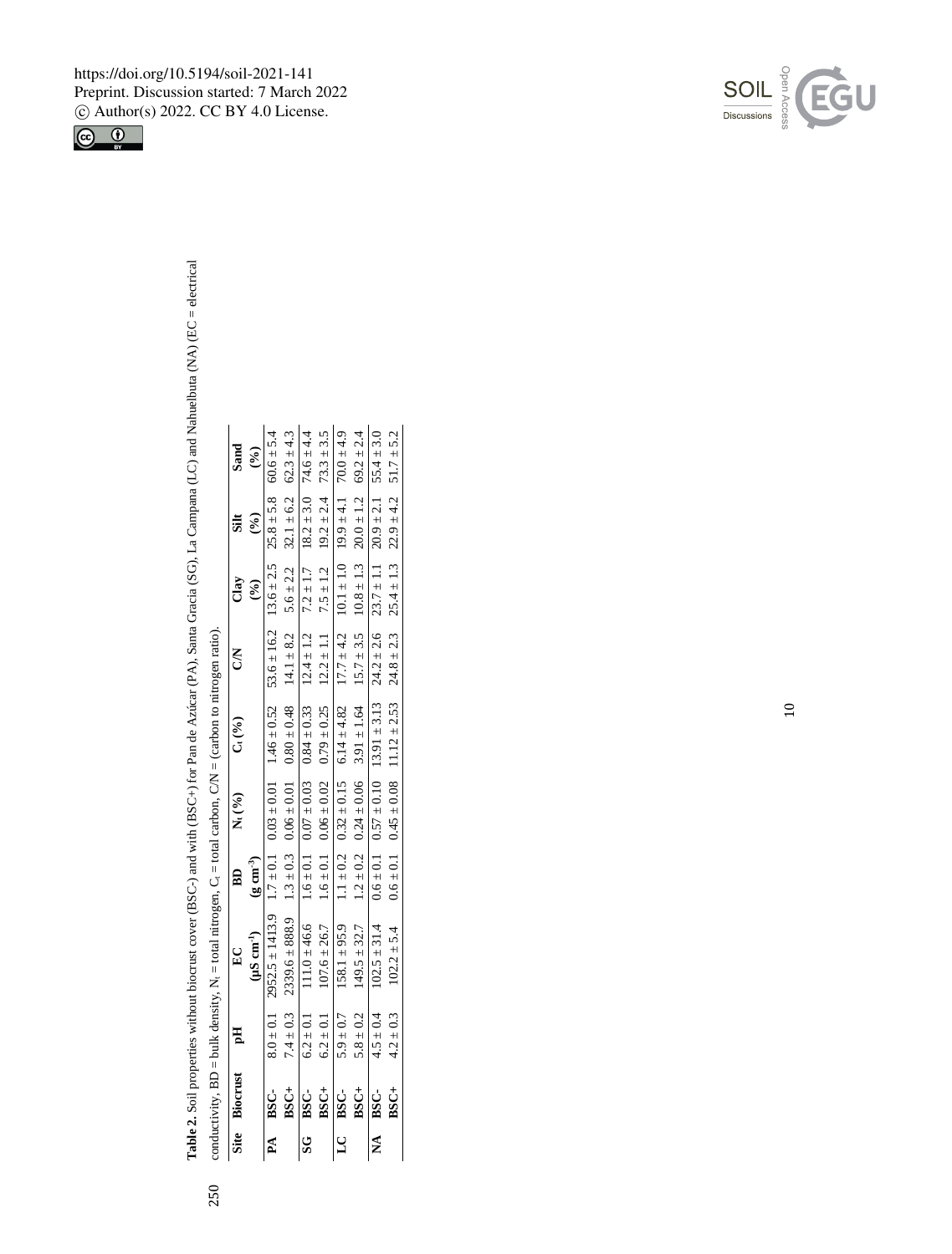**Table 2.** Soil properties without biocrust cover (BSC-) and with (BSC+) for Pan de Azúcar (PA), Santa Gracia (SG), La Campana (LC) and Nahuelbuta (NA) (EC = electrical conductivity, BD = bulk density, $N_t$ = total nitrogen, $C_t$ = total carbon, C/N = (carbon to nitrogen ratio).

| Site | Biocrust | pH | EC ($\mu S\ cm^{-1}$) | BD ($g\ cm^{-3}$) | $N_t$ (%) | $C_t$ (%) | C/N | Clay (%) | Silt (%) | Sand (%) |
|---|---|---|---|---|---|---|---|---|---|---|
| PA | BSC- | 8.0 ± 0.1 | 2952.5 ± 1413.9 | 1.7 ± 0.1 | 0.03 ± 0.01 | 1.46 ± 0.52 | 53.6 ± 16.2 | 13.6 ± 2.5 | 25.8 ± 5.8 | 60.6 ± 5.4 |
| | BSC+ | 7.4 ± 0.3 | 2339.6 ± 888.9 | 1.3 ± 0.3 | 0.06 ± 0.01 | 0.80 ± 0.48 | 14.1 ± 8.2 | 5.6 ± 2.2 | 32.1 ± 6.2 | 62.3 ± 4.3 |
| SG | BSC- | 6.2 ± 0.1 | 111.0 ± 46.6 | 1.6 ± 0.1 | 0.07 ± 0.03 | 0.84 ± 0.33 | 12.4 ± 1.2 | 7.2 ± 1.7 | 18.2 ± 3.0 | 74.6 ± 4.4 |
| | BSC+ | 6.2 ± 0.1 | 107.6 ± 26.7 | 1.6 ± 0.1 | 0.06 ± 0.02 | 0.79 ± 0.25 | 12.2 ± 1.1 | 7.5 ± 1.2 | 19.2 ± 2.4 | 73.3 ± 3.5 |
| LC | BSC- | 5.9 ± 0.7 | 158.1 ± 95.9 | 1.1 ± 0.2 | 0.32 ± 0.15 | 6.14 ± 4.82 | 17.7 ± 4.2 | 10.1 ± 1.0 | 19.9 ± 4.1 | 70.0 ± 4.9 |
| | BSC+ | 5.8 ± 0.2 | 149.5 ± 32.7 | 1.2 ± 0.2 | 0.24 ± 0.06 | 3.91 ± 1.64 | 15.7 ± 3.5 | 10.8 ± 1.3 | 20.0 ± 1.2 | 69.2 ± 2.4 |
| NA | BSC- | 4.5 ± 0.4 | 102.5 ± 31.4 | 0.6 ± 0.1 | 0.57 ± 0.10 | 13.91 ± 3.13 | 24.2 ± 2.6 | 23.7 ± 1.1 | 20.9 ± 2.1 | 55.4 ± 3.0 |
| | BSC+ | 4.2 ± 0.3 | 102.2 ± 5.4 | 0.6 ± 0.1 | 0.45 ± 0.08 | 11.12 ± 2.53 | 24.8 ± 2.3 | 25.4 ± 1.3 | 22.9 ± 4.2 | 51.7 ± 5.2 |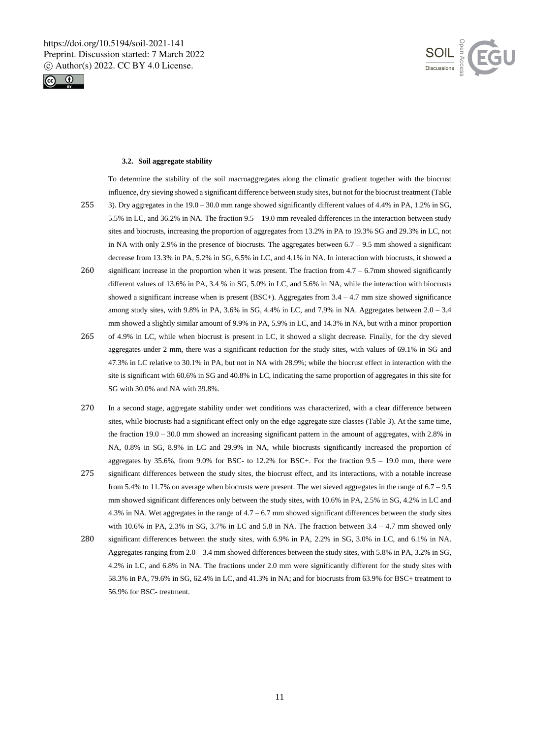### 3.2. Soil aggregate stability

To determine the stability of the soil macroaggregates along the climatic gradient together with the biocrust influence, dry sieving showed a significant difference between study sites, but not for the biocrust treatment (Table 3). Dry aggregates in the 19.0 – 30.0 mm range showed significantly different values of 4.4% in PA, 1.2% in SG, 5.5% in LC, and 36.2% in NA. The fraction 9.5 – 19.0 mm revealed differences in the interaction between study sites and biocrusts, increasing the proportion of aggregates from 13.2% in PA to 19.3% SG and 29.3% in LC, not in NA with only 2.9% in the presence of biocrusts. The aggregates between 6.7 – 9.5 mm showed a significant decrease from 13.3% in PA, 5.2% in SG, 6.5% in LC, and 4.1% in NA. In interaction with biocrusts, it showed a significant increase in the proportion when it was present. The fraction from 4.7 – 6.7mm showed significantly different values of 13.6% in PA, 3.4 % in SG, 5.0% in LC, and 5.6% in NA, while the interaction with biocrusts showed a significant increase when is present (BSC+). Aggregates from 3.4 – 4.7 mm size showed significance among study sites, with 9.8% in PA, 3.6% in SG, 4.4% in LC, and 7.9% in NA. Aggregates between 2.0 – 3.4 mm showed a slightly similar amount of 9.9% in PA, 5.9% in LC, and 14.3% in NA, but with a minor proportion of 4.9% in LC, while when biocrust is present in LC, it showed a slight decrease. Finally, for the dry sieved aggregates under 2 mm, there was a significant reduction for the study sites, with values of 69.1% in SG and 47.3% in LC relative to 30.1% in PA, but not in NA with 28.9%; while the biocrust effect in interaction with the site is significant with 60.6% in SG and 40.8% in LC, indicating the same proportion of aggregates in this site for SG with 30.0% and NA with 39.8%.

In a second stage, aggregate stability under wet conditions was characterized, with a clear difference between sites, while biocrusts had a significant effect only on the edge aggregate size classes (Table 3). At the same time, the fraction 19.0 – 30.0 mm showed an increasing significant pattern in the amount of aggregates, with 2.8% in NA, 0.8% in SG, 8.9% in LC and 29.9% in NA, while biocrusts significantly increased the proportion of aggregates by 35.6%, from 9.0% for BSC- to 12.2% for BSC+. For the fraction 9.5 – 19.0 mm, there were significant differences between the study sites, the biocrust effect, and its interactions, with a notable increase from 5.4% to 11.7% on average when biocrusts were present. The wet sieved aggregates in the range of 6.7 – 9.5 mm showed significant differences only between the study sites, with 10.6% in PA, 2.5% in SG, 4.2% in LC and 4.3% in NA. Wet aggregates in the range of 4.7 – 6.7 mm showed significant differences between the study sites with 10.6% in PA, 2.3% in SG, 3.7% in LC and 5.8 in NA. The fraction between 3.4 – 4.7 mm showed only significant differences between the study sites, with 6.9% in PA, 2.2% in SG, 3.0% in LC, and 6.1% in NA. Aggregates ranging from 2.0 – 3.4 mm showed differences between the study sites, with 5.8% in PA, 3.2% in SG, 4.2% in LC, and 6.8% in NA. The fractions under 2.0 mm were significantly different for the study sites with 58.3% in PA, 79.6% in SG, 62.4% in LC, and 41.3% in NA; and for biocrusts from 63.9% for BSC+ treatment to 56.9% for BSC- treatment.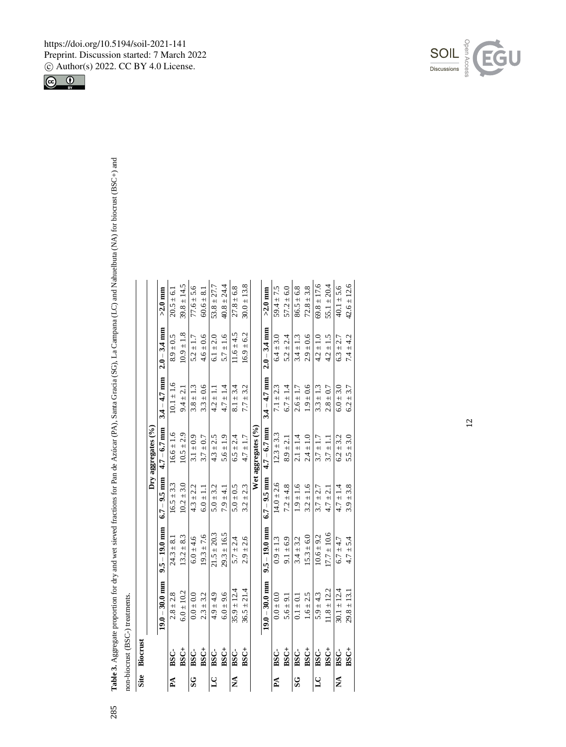**Table 3.** Aggregate proportion for dry and wet sieved fractions for Pan de Azúcar (PA), Santa Gracia (SG), La Campana (LC) and Nahuelbuta (NA) for biocrust (BSC+) and non-biocrust (BSC-) treatments.

| Site | Biocrust | Dry aggregates (%) | | | | | |
|---|---|---|---|---|---|---|---|
| | | 19.0 – 30.0 mm | 9.5 – 19.0 mm | 6.7 – 9.5 mm | 4.7 – 6.7 mm | 3.4 – 4.7 mm | 2.0 – 3.4 mm | >2.0 mm |
| PA | BSC- | 2.8 ± 2.8 | 24.3 ± 8.1 | 16.5 ± 3.3 | 16.6 ± 1.6 | 10.1 ± 1.6 | 8.9 ± 0.5 | 20.5 ± 6.1 |
| | BSC+ | 6.0 ± 10.2 | 13.2 ± 8.3 | 10.2 ± 3.0 | 10.5 ± 2.9 | 9.4 ± 2.1 | 10.9 ± 1.8 | 39.8 ± 14.5 |
| SG | BSC- | 0.0 ± 0.0 | 6.0 ± 4.6 | 4.3 ± 2.2 | 3.1 ± 0.9 | 3.8 ± 1.3 | 5.2 ± 1.7 | 77.6 ± 5.6 |
| | BSC+ | 2.3 ± 3.2 | 19.3 ± 7.6 | 6.0 ± 1.1 | 3.7 ± 0.7 | 3.3 ± 0.6 | 4.6 ± 0.6 | 60.6 ± 8.1 |
| LC | BSC- | 4.9 ± 4.9 | 21.5 ± 20.3 | 5.0 ± 3.2 | 4.3 ± 2.5 | 4.2 ± 1.1 | 6.1 ± 2.0 | 53.8 ± 27.7 |
| | BSC+ | 6.0 ± 9.6 | 29.3 ± 16.5 | 7.9 ± 4.1 | 5.6 ± 1.9 | 4.7 ± 1.4 | 5.7 ± 1.6 | 40.8 ± 24.4 |
| NA | BSC- | 35.9 ± 12.4 | 5.7 ± 2.4 | 5.0 ± 0.5 | 6.5 ± 2.4 | 8.1 ± 3.4 | 11.6 ± 4.5 | 27.8 ± 6.8 |
| | BSC+ | 36.5 ± 21.4 | 2.9 ± 2.6 | 3.2 ± 2.3 | 4.7 ± 1.7 | 7.7 ± 3.2 | 16.9 ± 6.2 | 30.0 ± 13.8 |
| | | **Wet aggregates (%)** | | | | | | |
| | | 19.0 – 30.0 mm | 9.5 – 19.0 mm | 6.7 – 9.5 mm | 4.7 – 6.7 mm | 3.4 – 4.7 mm | 2.0 – 3.4 mm | >2.0 mm |
| PA | BSC- | 0.0 ± 0.0 | 0.9 ± 1.3 | 14.0 ± 2.6 | 12.3 ± 3.3 | 7.1 ± 2.3 | 6.4 ± 3.0 | 59.4 ± 7.5 |
| | BSC+ | 5.6 ± 9.1 | 9.1 ± 6.9 | 7.2 ± 4.8 | 8.9 ± 2.1 | 6.7 ± 1.4 | 5.2 ± 2.4 | 57.2 ± 6.0 |
| SG | BSC- | 0.1 ± 0.1 | 3.4 ± 3.2 | 1.9 ± 1.6 | 2.1 ± 1.4 | 2.6 ± 1.7 | 3.4 ± 1.3 | 86.5 ± 6.8 |
| | BSC+ | 1.6 ± 2.5 | 15.3 ± 6.0 | 3.2 ± 1.6 | 2.4 ± 1.0 | 1.9 ± 0.6 | 2.9 ± 0.6 | 72.8 ± 3.8 |
| LC | BSC- | 5.9 ± 4.3 | 10.6 ± 9.2 | 3.7 ± 2.7 | 3.7 ± 1.7 | 3.3 ± 1.3 | 4.2 ± 1.0 | 69.8 ± 17.6 |
| | BSC+ | 11.8 ± 12.2 | 17.7 ± 10.6 | 4.7 ± 2.1 | 3.7 ± 1.1 | 2.8 ± 0.7 | 4.2 ± 1.5 | 55.1 ± 20.4 |
| NA | BSC- | 30.1 ± 12.4 | 6.7 ± 4.7 | 4.7 ± 1.4 | 6.2 ± 3.2 | 6.0 ± 3.0 | 6.3 ± 2.7 | 40.1 ± 5.6 |
| | BSC+ | 29.8 ± 13.1 | 4.7 ± 5.4 | 3.9 ± 3.8 | 5.5 ± 3.0 | 6.2 ± 3.7 | 7.4 ± 4.2 | 42.6 ± 12.6 |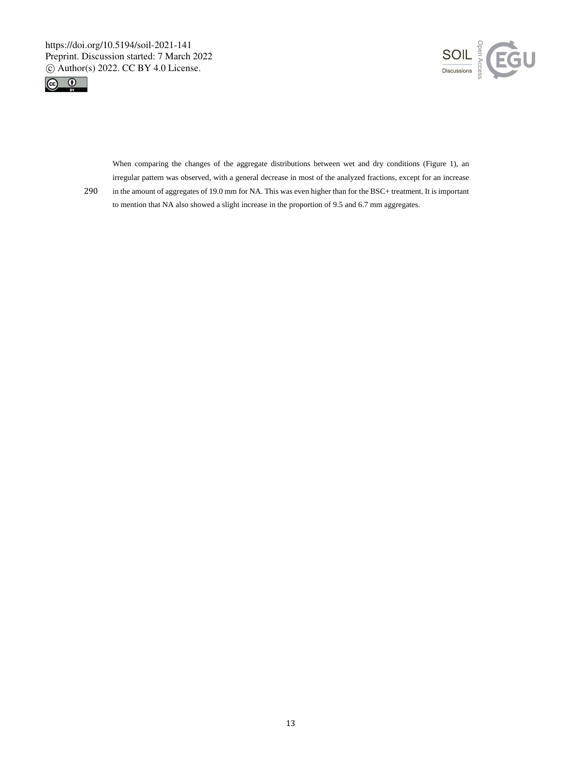When comparing the changes of the aggregate distributions between wet and dry conditions (Figure 1), an irregular pattern was observed, with a general decrease in most of the analyzed fractions, except for an increase in the amount of aggregates of 19.0 mm for NA. This was even higher than for the BSC+ treatment. It is important to mention that NA also showed a slight increase in the proportion of 9.5 and 6.7 mm aggregates.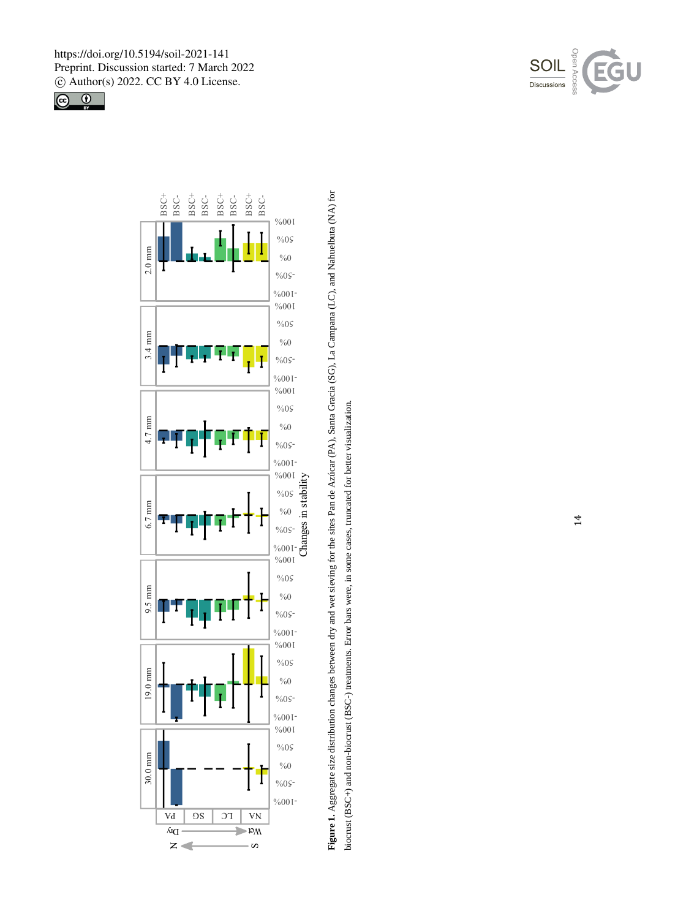**Figure 1.** Aggregate size distribution changes between dry and wet sieving for the sites Pan de Azúcar (PA), Santa Gracia (SG), La Campana (LC), and Nahuelbuta (NA) for biocrust (BSC+) and non-biocrust (BSC-) treatments. Error bars were, in some cases, truncated for better visualization.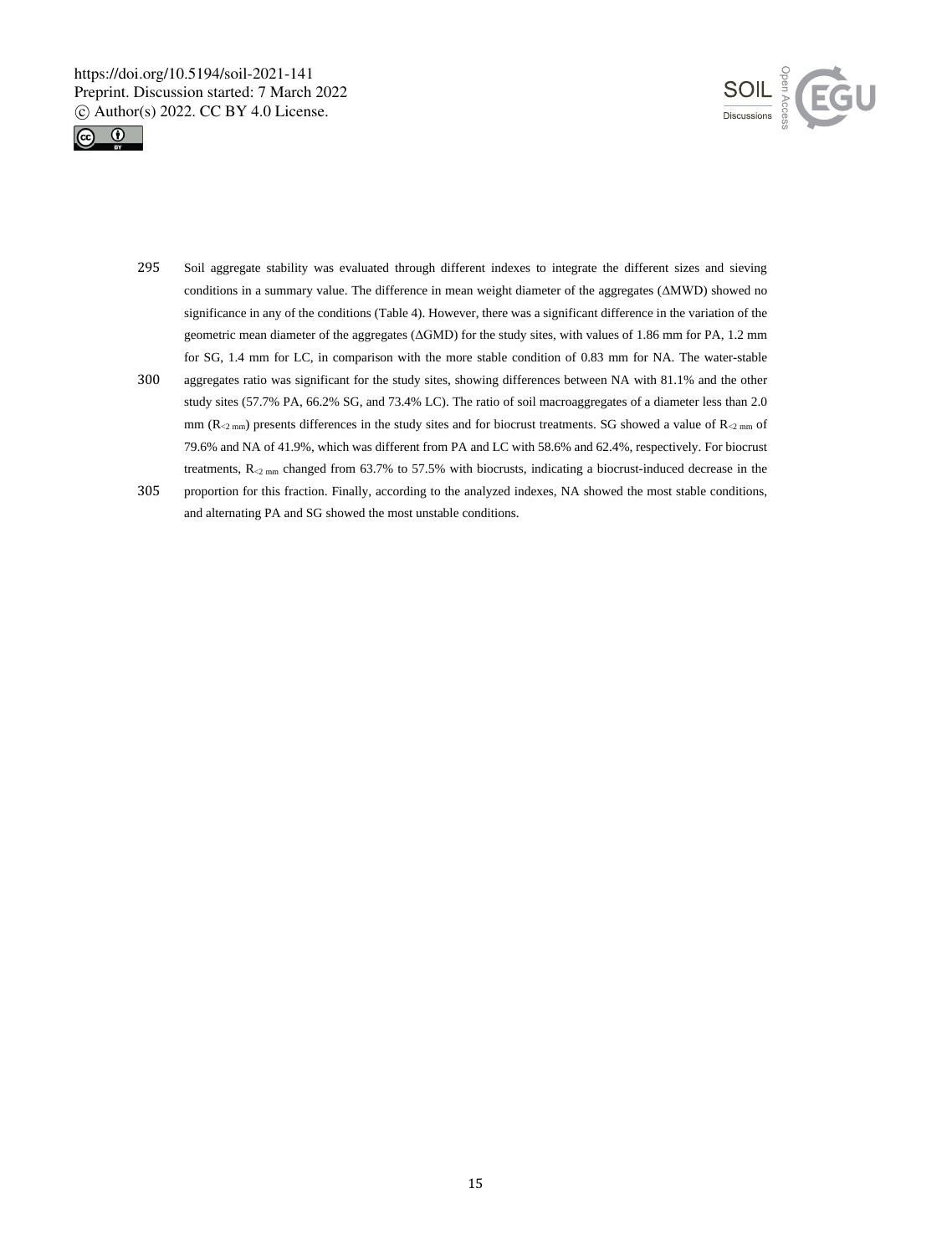Soil aggregate stability was evaluated through different indexes to integrate the different sizes and sieving conditions in a summary value. The difference in mean weight diameter of the aggregates (ΔMWD) showed no significance in any of the conditions (Table 4). However, there was a significant difference in the variation of the geometric mean diameter of the aggregates (ΔGMD) for the study sites, with values of 1.86 mm for PA, 1.2 mm for SG, 1.4 mm for LC, in comparison with the more stable condition of 0.83 mm for NA. The water-stable aggregates ratio was significant for the study sites, showing differences between NA with 81.1% and the other study sites (57.7% PA, 66.2% SG, and 73.4% LC). The ratio of soil macroaggregates of a diameter less than 2.0 mm ($R_{<2\ mm}$) presents differences in the study sites and for biocrust treatments. SG showed a value of $R_{<2\ mm}$ of 79.6% and NA of 41.9%, which was different from PA and LC with 58.6% and 62.4%, respectively. For biocrust treatments, $R_{<2\ mm}$ changed from 63.7% to 57.5% with biocrusts, indicating a biocrust-induced decrease in the proportion for this fraction. Finally, according to the analyzed indexes, NA showed the most stable conditions, and alternating PA and SG showed the most unstable conditions.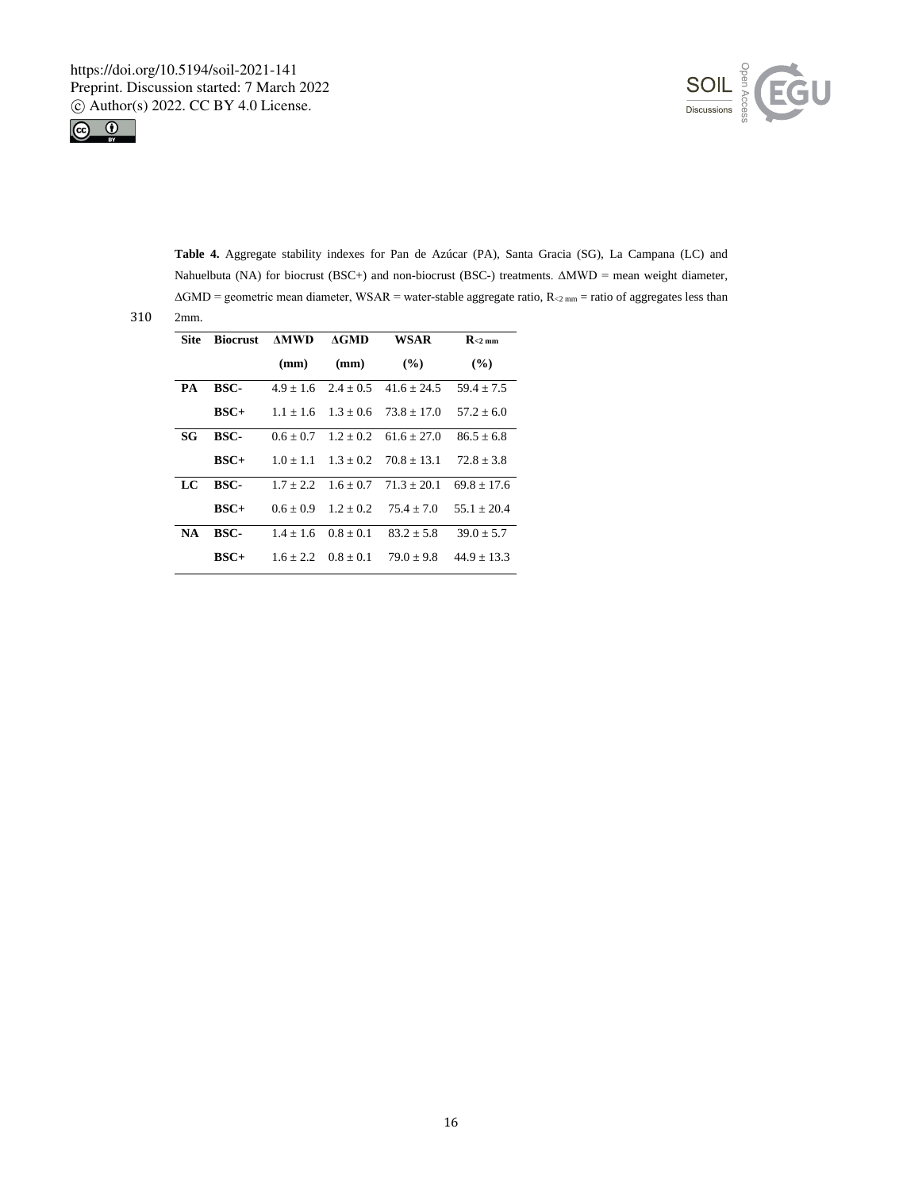**Table 4.** Aggregate stability indexes for Pan de Azúcar (PA), Santa Gracia (SG), La Campana (LC) and Nahuelbuta (NA) for biocrust (BSC+) and non-biocrust (BSC-) treatments. ΔMWD = mean weight diameter, ΔGMD = geometric mean diameter, WSAR = water-stable aggregate ratio, $R_{<2\ mm}$ = ratio of aggregates less than 2mm.

| Site | Biocrust | ΔMWD (mm) | ΔGMD (mm) | WSAR (%) | $R_{<2\ mm}$ (%) |
|---|---|---|---|---|---|
| **PA** | **BSC-** | 4.9 ± 1.6 | 2.4 ± 0.5 | 41.6 ± 24.5 | 59.4 ± 7.5 |
| | **BSC+** | 1.1 ± 1.6 | 1.3 ± 0.6 | 73.8 ± 17.0 | 57.2 ± 6.0 |
| **SG** | **BSC-** | 0.6 ± 0.7 | 1.2 ± 0.2 | 61.6 ± 27.0 | 86.5 ± 6.8 |
| | **BSC+** | 1.0 ± 1.1 | 1.3 ± 0.2 | 70.8 ± 13.1 | 72.8 ± 3.8 |
| **LC** | **BSC-** | 1.7 ± 2.2 | 1.6 ± 0.7 | 71.3 ± 20.1 | 69.8 ± 17.6 |
| | **BSC+** | 0.6 ± 0.9 | 1.2 ± 0.2 | 75.4 ± 7.0 | 55.1 ± 20.4 |
| **NA** | **BSC-** | 1.4 ± 1.6 | 0.8 ± 0.1 | 83.2 ± 5.8 | 39.0 ± 5.7 |
| | **BSC+** | 1.6 ± 2.2 | 0.8 ± 0.1 | 79.0 ± 9.8 | 44.9 ± 13.3 |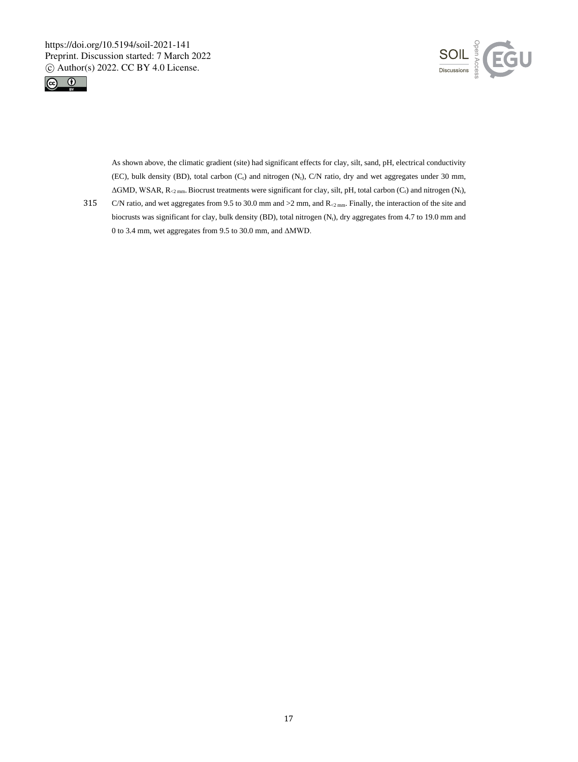As shown above, the climatic gradient (site) had significant effects for clay, silt, sand, pH, electrical conductivity (EC), bulk density (BD), total carbon ($C_t$) and nitrogen ($N_t$), C/N ratio, dry and wet aggregates under 30 mm, ΔGMD, WSAR, $R_{<2\ mm}$. Biocrust treatments were significant for clay, silt, pH, total carbon ($C_t$) and nitrogen ($N_t$), C/N ratio, and wet aggregates from 9.5 to 30.0 mm and >2 mm, and $R_{<2\ mm}$. Finally, the interaction of the site and biocrusts was significant for clay, bulk density (BD), total nitrogen ($N_t$), dry aggregates from 4.7 to 19.0 mm and 0 to 3.4 mm, wet aggregates from 9.5 to 30.0 mm, and ΔMWD.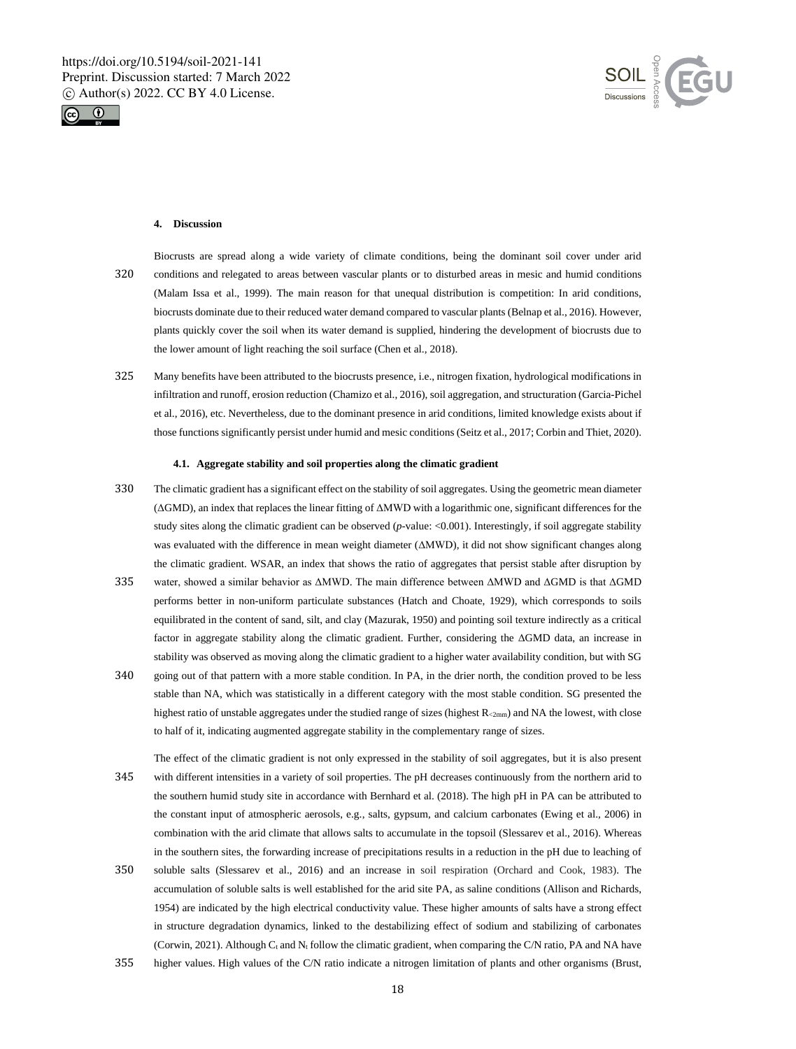## 4. Discussion

Biocrusts are spread along a wide variety of climate conditions, being the dominant soil cover under arid conditions and relegated to areas between vascular plants or to disturbed areas in mesic and humid conditions (Malam Issa et al., 1999). The main reason for that unequal distribution is competition: In arid conditions, biocrusts dominate due to their reduced water demand compared to vascular plants (Belnap et al., 2016). However, plants quickly cover the soil when its water demand is supplied, hindering the development of biocrusts due to the lower amount of light reaching the soil surface (Chen et al., 2018).

Many benefits have been attributed to the biocrusts presence, i.e., nitrogen fixation, hydrological modifications in infiltration and runoff, erosion reduction (Chamizo et al., 2016), soil aggregation, and structuration (Garcia-Pichel et al., 2016), etc. Nevertheless, due to the dominant presence in arid conditions, limited knowledge exists about if those functions significantly persist under humid and mesic conditions (Seitz et al., 2017; Corbin and Thiet, 2020).

### 4.1. Aggregate stability and soil properties along the climatic gradient

The climatic gradient has a significant effect on the stability of soil aggregates. Using the geometric mean diameter ($\Delta$GMD), an index that replaces the linear fitting of $\Delta$MWD with a logarithmic one, significant differences for the study sites along the climatic gradient can be observed (*p*-value: <0.001). Interestingly, if soil aggregate stability was evaluated with the difference in mean weight diameter ($\Delta$MWD), it did not show significant changes along the climatic gradient. WSAR, an index that shows the ratio of aggregates that persist stable after disruption by water, showed a similar behavior as $\Delta$MWD. The main difference between $\Delta$MWD and $\Delta$GMD is that $\Delta$GMD performs better in non-uniform particulate substances (Hatch and Choate, 1929), which corresponds to soils equilibrated in the content of sand, silt, and clay (Mazurak, 1950) and pointing soil texture indirectly as a critical factor in aggregate stability along the climatic gradient. Further, considering the $\Delta$GMD data, an increase in stability was observed as moving along the climatic gradient to a higher water availability condition, but with SG going out of that pattern with a more stable condition. In PA, in the drier north, the condition proved to be less stable than NA, which was statistically in a different category with the most stable condition. SG presented the highest ratio of unstable aggregates under the studied range of sizes (highest $R_{<2mm}$) and NA the lowest, with close to half of it, indicating augmented aggregate stability in the complementary range of sizes.

The effect of the climatic gradient is not only expressed in the stability of soil aggregates, but it is also present with different intensities in a variety of soil properties. The pH decreases continuously from the northern arid to the southern humid study site in accordance with Bernhard et al. (2018). The high pH in PA can be attributed to the constant input of atmospheric aerosols, e.g., salts, gypsum, and calcium carbonates (Ewing et al., 2006) in combination with the arid climate that allows salts to accumulate in the topsoil (Slessarev et al., 2016). Whereas in the southern sites, the forwarding increase of precipitations results in a reduction in the pH due to leaching of soluble salts (Slessarev et al., 2016) and an increase in soil respiration (Orchard and Cook, 1983). The accumulation of soluble salts is well established for the arid site PA, as saline conditions (Allison and Richards, 1954) are indicated by the high electrical conductivity value. These higher amounts of salts have a strong effect in structure degradation dynamics, linked to the destabilizing effect of sodium and stabilizing of carbonates (Corwin, 2021). Although $C_t$ and $N_t$ follow the climatic gradient, when comparing the C/N ratio, PA and NA have higher values. High values of the C/N ratio indicate a nitrogen limitation of plants and other organisms (Brust,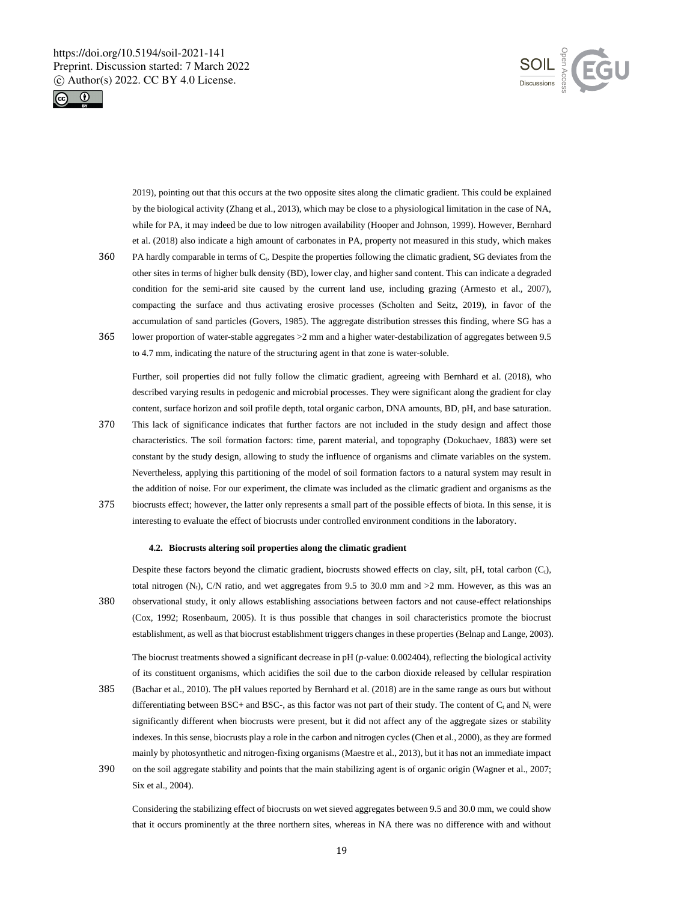2019), pointing out that this occurs at the two opposite sites along the climatic gradient. This could be explained by the biological activity (Zhang et al., 2013), which may be close to a physiological limitation in the case of NA, while for PA, it may indeed be due to low nitrogen availability (Hooper and Johnson, 1999). However, Bernhard et al. (2018) also indicate a high amount of carbonates in PA, property not measured in this study, which makes PA hardly comparable in terms of $C_t$. Despite the properties following the climatic gradient, SG deviates from the other sites in terms of higher bulk density (BD), lower clay, and higher sand content. This can indicate a degraded condition for the semi-arid site caused by the current land use, including grazing (Armesto et al., 2007), compacting the surface and thus activating erosive processes (Scholten and Seitz, 2019), in favor of the accumulation of sand particles (Govers, 1985). The aggregate distribution stresses this finding, where SG has a lower proportion of water-stable aggregates >2 mm and a higher water-destabilization of aggregates between 9.5 to 4.7 mm, indicating the nature of the structuring agent in that zone is water-soluble.

Further, soil properties did not fully follow the climatic gradient, agreeing with Bernhard et al. (2018), who described varying results in pedogenic and microbial processes. They were significant along the gradient for clay content, surface horizon and soil profile depth, total organic carbon, DNA amounts, BD, pH, and base saturation. This lack of significance indicates that further factors are not included in the study design and affect those characteristics. The soil formation factors: time, parent material, and topography (Dokuchaev, 1883) were set constant by the study design, allowing to study the influence of organisms and climate variables on the system. Nevertheless, applying this partitioning of the model of soil formation factors to a natural system may result in the addition of noise. For our experiment, the climate was included as the climatic gradient and organisms as the biocrusts effect; however, the latter only represents a small part of the possible effects of biota. In this sense, it is interesting to evaluate the effect of biocrusts under controlled environment conditions in the laboratory.

#### 4.2. Biocrusts altering soil properties along the climatic gradient

Despite these factors beyond the climatic gradient, biocrusts showed effects on clay, silt, pH, total carbon ($C_t$), total nitrogen ($N_t$), C/N ratio, and wet aggregates from 9.5 to 30.0 mm and >2 mm. However, as this was an observational study, it only allows establishing associations between factors and not cause-effect relationships (Cox, 1992; Rosenbaum, 2005). It is thus possible that changes in soil characteristics promote the biocrust establishment, as well as that biocrust establishment triggers changes in these properties (Belnap and Lange, 2003).

The biocrust treatments showed a significant decrease in pH (*p*-value: 0.002404), reflecting the biological activity of its constituent organisms, which acidifies the soil due to the carbon dioxide released by cellular respiration (Bachar et al., 2010). The pH values reported by Bernhard et al. (2018) are in the same range as ours but without differentiating between BSC+ and BSC-, as this factor was not part of their study. The content of $C_t$ and $N_t$ were significantly different when biocrusts were present, but it did not affect any of the aggregate sizes or stability indexes. In this sense, biocrusts play a role in the carbon and nitrogen cycles (Chen et al., 2000), as they are formed mainly by photosynthetic and nitrogen-fixing organisms (Maestre et al., 2013), but it has not an immediate impact on the soil aggregate stability and points that the main stabilizing agent is of organic origin (Wagner et al., 2007; Six et al., 2004).

Considering the stabilizing effect of biocrusts on wet sieved aggregates between 9.5 and 30.0 mm, we could show that it occurs prominently at the three northern sites, whereas in NA there was no difference with and without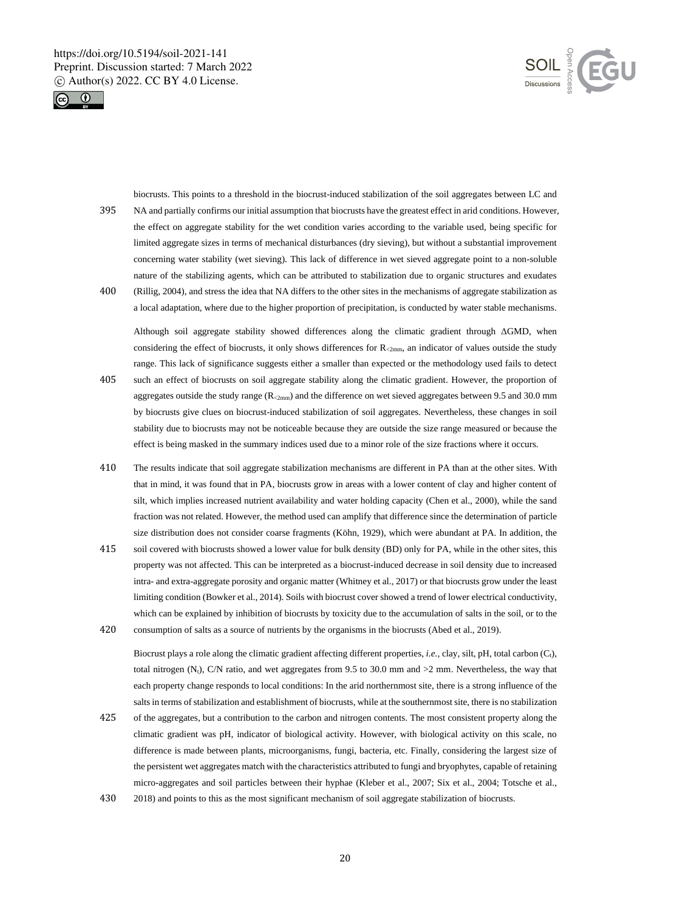biocrusts. This points to a threshold in the biocrust-induced stabilization of the soil aggregates between LC and NA and partially confirms our initial assumption that biocrusts have the greatest effect in arid conditions. However, the effect on aggregate stability for the wet condition varies according to the variable used, being specific for limited aggregate sizes in terms of mechanical disturbances (dry sieving), but without a substantial improvement concerning water stability (wet sieving). This lack of difference in wet sieved aggregate point to a non-soluble nature of the stabilizing agents, which can be attributed to stabilization due to organic structures and exudates (Rillig, 2004), and stress the idea that NA differs to the other sites in the mechanisms of aggregate stabilization as a local adaptation, where due to the higher proportion of precipitation, is conducted by water stable mechanisms.

Although soil aggregate stability showed differences along the climatic gradient through ΔGMD, when considering the effect of biocrusts, it only shows differences for $R_{<2mm}$, an indicator of values outside the study range. This lack of significance suggests either a smaller than expected or the methodology used fails to detect such an effect of biocrusts on soil aggregate stability along the climatic gradient. However, the proportion of aggregates outside the study range ($R_{<2mm}$) and the difference on wet sieved aggregates between 9.5 and 30.0 mm by biocrusts give clues on biocrust-induced stabilization of soil aggregates. Nevertheless, these changes in soil stability due to biocrusts may not be noticeable because they are outside the size range measured or because the effect is being masked in the summary indices used due to a minor role of the size fractions where it occurs.

The results indicate that soil aggregate stabilization mechanisms are different in PA than at the other sites. With that in mind, it was found that in PA, biocrusts grow in areas with a lower content of clay and higher content of silt, which implies increased nutrient availability and water holding capacity (Chen et al., 2000), while the sand fraction was not related. However, the method used can amplify that difference since the determination of particle size distribution does not consider coarse fragments (Köhn, 1929), which were abundant at PA. In addition, the soil covered with biocrusts showed a lower value for bulk density (BD) only for PA, while in the other sites, this property was not affected. This can be interpreted as a biocrust-induced decrease in soil density due to increased intra- and extra-aggregate porosity and organic matter (Whitney et al., 2017) or that biocrusts grow under the least limiting condition (Bowker et al., 2014). Soils with biocrust cover showed a trend of lower electrical conductivity, which can be explained by inhibition of biocrusts by toxicity due to the accumulation of salts in the soil, or to the consumption of salts as a source of nutrients by the organisms in the biocrusts (Abed et al., 2019).

Biocrust plays a role along the climatic gradient affecting different properties, *i.e.*, clay, silt, pH, total carbon ($C_t$), total nitrogen ($N_t$), C/N ratio, and wet aggregates from 9.5 to 30.0 mm and >2 mm. Nevertheless, the way that each property change responds to local conditions: In the arid northernmost site, there is a strong influence of the salts in terms of stabilization and establishment of biocrusts, while at the southernmost site, there is no stabilization of the aggregates, but a contribution to the carbon and nitrogen contents. The most consistent property along the climatic gradient was pH, indicator of biological activity. However, with biological activity on this scale, no difference is made between plants, microorganisms, fungi, bacteria, etc. Finally, considering the largest size of the persistent wet aggregates match with the characteristics attributed to fungi and bryophytes, capable of retaining micro-aggregates and soil particles between their hyphae (Kleber et al., 2007; Six et al., 2004; Totsche et al., 2018) and points to this as the most significant mechanism of soil aggregate stabilization of biocrusts.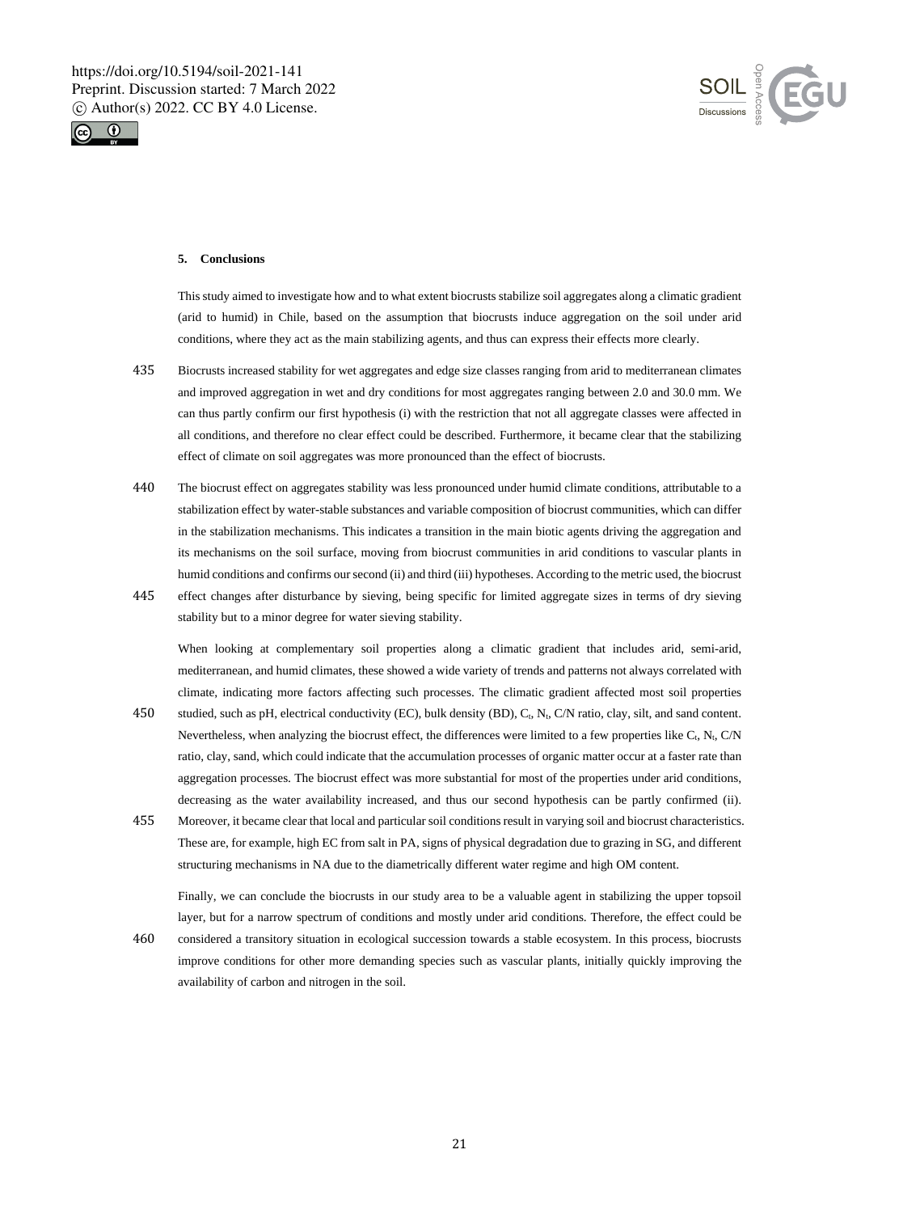## 5. Conclusions

This study aimed to investigate how and to what extent biocrusts stabilize soil aggregates along a climatic gradient (arid to humid) in Chile, based on the assumption that biocrusts induce aggregation on the soil under arid conditions, where they act as the main stabilizing agents, and thus can express their effects more clearly.

Biocrusts increased stability for wet aggregates and edge size classes ranging from arid to mediterranean climates and improved aggregation in wet and dry conditions for most aggregates ranging between 2.0 and 30.0 mm. We can thus partly confirm our first hypothesis (i) with the restriction that not all aggregate classes were affected in all conditions, and therefore no clear effect could be described. Furthermore, it became clear that the stabilizing effect of climate on soil aggregates was more pronounced than the effect of biocrusts.

The biocrust effect on aggregates stability was less pronounced under humid climate conditions, attributable to a stabilization effect by water-stable substances and variable composition of biocrust communities, which can differ in the stabilization mechanisms. This indicates a transition in the main biotic agents driving the aggregation and its mechanisms on the soil surface, moving from biocrust communities in arid conditions to vascular plants in humid conditions and confirms our second (ii) and third (iii) hypotheses. According to the metric used, the biocrust effect changes after disturbance by sieving, being specific for limited aggregate sizes in terms of dry sieving stability but to a minor degree for water sieving stability.

When looking at complementary soil properties along a climatic gradient that includes arid, semi-arid, mediterranean, and humid climates, these showed a wide variety of trends and patterns not always correlated with climate, indicating more factors affecting such processes. The climatic gradient affected most soil properties studied, such as pH, electrical conductivity (EC), bulk density (BD), $C_t$, $N_t$, C/N ratio, clay, silt, and sand content. Nevertheless, when analyzing the biocrust effect, the differences were limited to a few properties like $C_t$, $N_t$, C/N ratio, clay, sand, which could indicate that the accumulation processes of organic matter occur at a faster rate than aggregation processes. The biocrust effect was more substantial for most of the properties under arid conditions, decreasing as the water availability increased, and thus our second hypothesis can be partly confirmed (ii). Moreover, it became clear that local and particular soil conditions result in varying soil and biocrust characteristics. These are, for example, high EC from salt in PA, signs of physical degradation due to grazing in SG, and different structuring mechanisms in NA due to the diametrically different water regime and high OM content.

Finally, we can conclude the biocrusts in our study area to be a valuable agent in stabilizing the upper topsoil layer, but for a narrow spectrum of conditions and mostly under arid conditions. Therefore, the effect could be considered a transitory situation in ecological succession towards a stable ecosystem. In this process, biocrusts improve conditions for other more demanding species such as vascular plants, initially quickly improving the availability of carbon and nitrogen in the soil.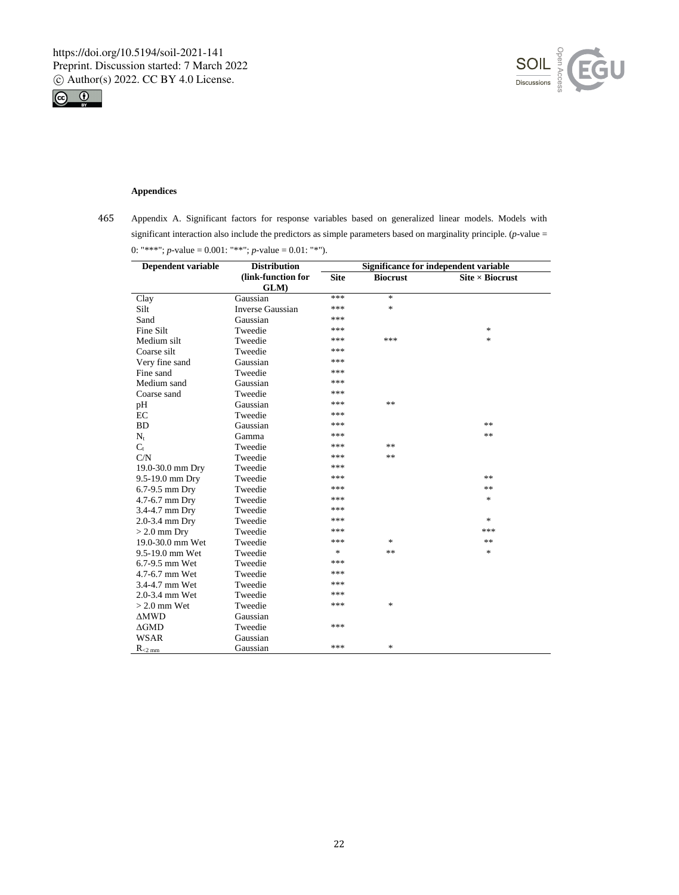**Appendices**

Appendix A. Significant factors for response variables based on generalized linear models. Models with significant interaction also include the predictors as simple parameters based on marginality principle. ($p$-value = 0: "***"; $p$-value = 0.001: "**"; $p$-value = 0.01: "*").

| Dependent variable | Distribution (link-function for GLM) | Significance for independent variable | | |
|---|---|---|---|---|
| | | Site | Biocrust | Site × Biocrust |
| Clay | Gaussian | *** | * | |
| Silt | Inverse Gaussian | *** | * | |
| Sand | Gaussian | *** | | |
| Fine Silt | Tweedie | *** | | * |
| Medium silt | Tweedie | *** | *** | * |
| Coarse silt | Tweedie | *** | | |
| Very fine sand | Gaussian | *** | | |
| Fine sand | Tweedie | *** | | |
| Medium sand | Gaussian | *** | | |
| Coarse sand | Tweedie | *** | | |
| pH | Gaussian | *** | ** | |
| EC | Tweedie | *** | | |
| BD | Gaussian | *** | | ** |
| $N_t$ | Gamma | *** | | ** |
| $C_t$ | Tweedie | *** | ** | |
| C/N | Tweedie | *** | ** | |
| 19.0-30.0 mm Dry | Tweedie | *** | | |
| 9.5-19.0 mm Dry | Tweedie | *** | | ** |
| 6.7-9.5 mm Dry | Tweedie | *** | | ** |
| 4.7-6.7 mm Dry | Tweedie | *** | | * |
| 3.4-4.7 mm Dry | Tweedie | *** | | |
| 2.0-3.4 mm Dry | Tweedie | *** | | * |
| > 2.0 mm Dry | Tweedie | *** | | *** |
| 19.0-30.0 mm Wet | Tweedie | *** | * | ** |
| 9.5-19.0 mm Wet | Tweedie | * | ** | * |
| 6.7-9.5 mm Wet | Tweedie | *** | | |
| 4.7-6.7 mm Wet | Tweedie | *** | | |
| 3.4-4.7 mm Wet | Tweedie | *** | | |
| 2.0-3.4 mm Wet | Tweedie | *** | | |
| > 2.0 mm Wet | Tweedie | *** | * | |
| ΔMWD | Gaussian | | | |
| ΔGMD | Tweedie | *** | | |
| WSAR | Gaussian | | | |
| $R_{<2\ mm}$ | Gaussian | *** | * | |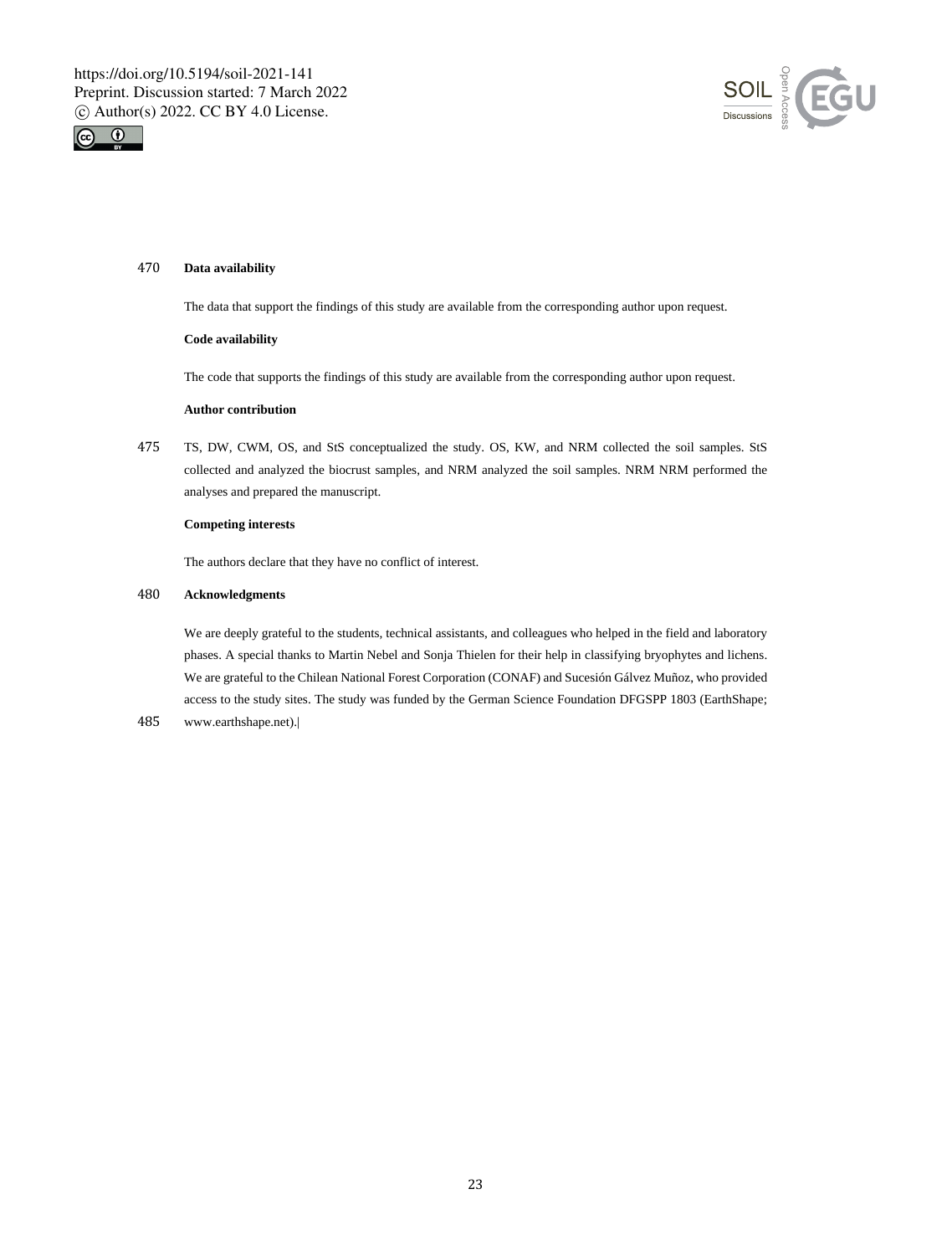**Data availability**

The data that support the findings of this study are available from the corresponding author upon request.

**Code availability**

The code that supports the findings of this study are available from the corresponding author upon request.

**Author contribution**

TS, DW, CWM, OS, and StS conceptualized the study. OS, KW, and NRM collected the soil samples. StS collected and analyzed the biocrust samples, and NRM analyzed the soil samples. NRM NRM performed the analyses and prepared the manuscript.

**Competing interests**

The authors declare that they have no conflict of interest.

**Acknowledgments**

We are deeply grateful to the students, technical assistants, and colleagues who helped in the field and laboratory phases. A special thanks to Martin Nebel and Sonja Thielen for their help in classifying bryophytes and lichens. We are grateful to the Chilean National Forest Corporation (CONAF) and Sucesión Gálvez Muñoz, who provided access to the study sites. The study was funded by the German Science Foundation DFGSPP 1803 (EarthShape; www.earthshape.net).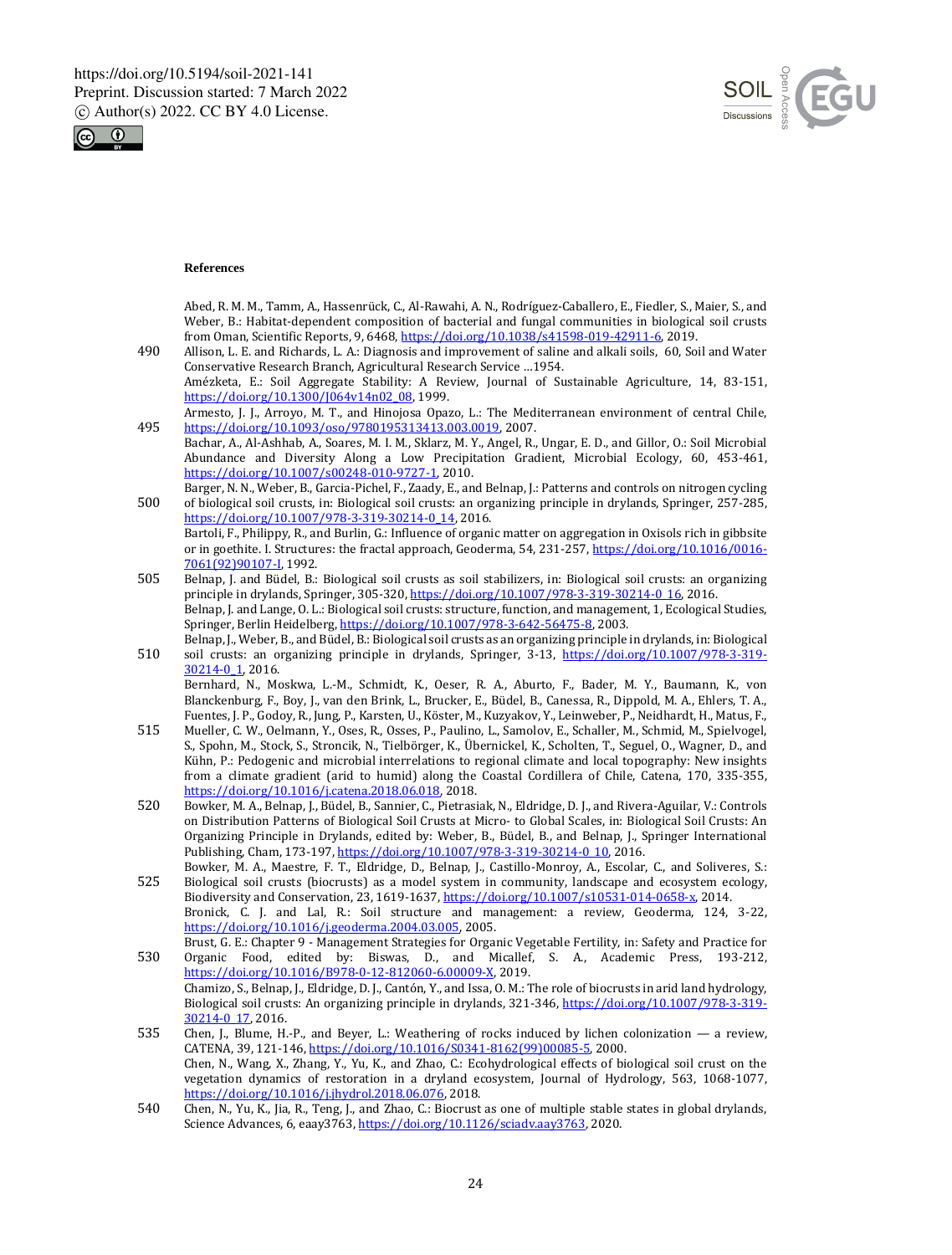**References**

Abed, R. M. M., Tamm, A., Hassenrück, C., Al-Rawahi, A. N., Rodríguez-Caballero, E., Fiedler, S., Maier, S., and Weber, B.: Habitat-dependent composition of bacterial and fungal communities in biological soil crusts from Oman, Scientific Reports, 9, 6468, https://doi.org/10.1038/s41598-019-42911-6, 2019.

Allison, L. E. and Richards, L. A.: Diagnosis and improvement of saline and alkali soils, 60, Soil and Water Conservative Research Branch, Agricultural Research Service ...1954.

Amézketa, E.: Soil Aggregate Stability: A Review, Journal of Sustainable Agriculture, 14, 83-151, https://doi.org/10.1300/J064v14n02_08, 1999.

Armesto, J. J., Arroyo, M. T., and Hinojosa Opazo, L.: The Mediterranean environment of central Chile, https://doi.org/10.1093/oso/9780195313413.003.0019, 2007.

Bachar, A., Al-Ashhab, A., Soares, M. I. M., Sklarz, M. Y., Angel, R., Ungar, E. D., and Gillor, O.: Soil Microbial Abundance and Diversity Along a Low Precipitation Gradient, Microbial Ecology, 60, 453-461, https://doi.org/10.1007/s00248-010-9727-1, 2010.

Barger, N. N., Weber, B., Garcia-Pichel, F., Zaady, E., and Belnap, J.: Patterns and controls on nitrogen cycling of biological soil crusts, in: Biological soil crusts: an organizing principle in drylands, Springer, 257-285, https://doi.org/10.1007/978-3-319-30214-0_14, 2016.

Bartoli, F., Philippy, R., and Burlin, G.: Influence of organic matter on aggregation in Oxisols rich in gibbsite or in goethite. I. Structures: the fractal approach, Geoderma, 54, 231-257, https://doi.org/10.1016/0016-7061(92)90107-I, 1992.

Belnap, J. and Büdel, B.: Biological soil crusts as soil stabilizers, in: Biological soil crusts: an organizing principle in drylands, Springer, 305-320, https://doi.org/10.1007/978-3-319-30214-0_16, 2016.

Belnap, J. and Lange, O. L.: Biological soil crusts: structure, function, and management, 1, Ecological Studies, Springer, Berlin Heidelberg, https://doi.org/10.1007/978-3-642-56475-8, 2003.

Belnap, J., Weber, B., and Büdel, B.: Biological soil crusts as an organizing principle in drylands, in: Biological soil crusts: an organizing principle in drylands, Springer, 3-13, https://doi.org/10.1007/978-3-319-30214-0_1, 2016.

Bernhard, N., Moskwa, L.-M., Schmidt, K., Oeser, R. A., Aburto, F., Bader, M. Y., Baumann, K., von Blanckenburg, F., Boy, J., van den Brink, L., Brucker, E., Büdel, B., Canessa, R., Dippold, M. A., Ehlers, T. A., Fuentes, J. P., Godoy, R., Jung, P., Karsten, U., Köster, M., Kuzyakov, Y., Leinweber, P., Neidhardt, H., Matus, F., Mueller, C. W., Oelmann, Y., Oses, R., Osses, P., Paulino, L., Samolov, E., Schaller, M., Schmid, M., Spielvogel, S., Spohn, M., Stock, S., Stroncik, N., Tielbörger, K., Übernickel, K., Scholten, T., Seguel, O., Wagner, D., and Kühn, P.: Pedogenic and microbial interrelations to regional climate and local topography: New insights from a climate gradient (arid to humid) along the Coastal Cordillera of Chile, Catena, 170, 335-355, https://doi.org/10.1016/j.catena.2018.06.018, 2018.

Bowker, M. A., Belnap, J., Büdel, B., Sannier, C., Pietrasiak, N., Eldridge, D. J., and Rivera-Aguilar, V.: Controls on Distribution Patterns of Biological Soil Crusts at Micro- to Global Scales, in: Biological Soil Crusts: An Organizing Principle in Drylands, edited by: Weber, B., Büdel, B., and Belnap, J., Springer International Publishing, Cham, 173-197, https://doi.org/10.1007/978-3-319-30214-0_10, 2016.

Bowker, M. A., Maestre, F. T., Eldridge, D., Belnap, J., Castillo-Monroy, A., Escolar, C., and Soliveres, S.: Biological soil crusts (biocrusts) as a model system in community, landscape and ecosystem ecology, Biodiversity and Conservation, 23, 1619-1637, https://doi.org/10.1007/s10531-014-0658-x, 2014.

Bronick, C. J. and Lal, R.: Soil structure and management: a review, Geoderma, 124, 3-22, https://doi.org/10.1016/j.geoderma.2004.03.005, 2005.

Brust, G. E.: Chapter 9 - Management Strategies for Organic Vegetable Fertility, in: Safety and Practice for Organic Food, edited by: Biswas, D., and Micallef, S. A., Academic Press, 193-212, https://doi.org/10.1016/B978-0-12-812060-6.00009-X, 2019.

Chamizo, S., Belnap, J., Eldridge, D. J., Cantón, Y., and Issa, O. M.: The role of biocrusts in arid land hydrology, Biological soil crusts: An organizing principle in drylands, 321-346, https://doi.org/10.1007/978-3-319-30214-0_17, 2016.

Chen, J., Blume, H.-P., and Beyer, L.: Weathering of rocks induced by lichen colonization — a review, CATENA, 39, 121-146, https://doi.org/10.1016/S0341-8162(99)00085-5, 2000.

Chen, N., Wang, X., Zhang, Y., Yu, K., and Zhao, C.: Ecohydrological effects of biological soil crust on the vegetation dynamics of restoration in a dryland ecosystem, Journal of Hydrology, 563, 1068-1077, https://doi.org/10.1016/j.jhydrol.2018.06.076, 2018.

Chen, N., Yu, K., Jia, R., Teng, J., and Zhao, C.: Biocrust as one of multiple stable states in global drylands, Science Advances, 6, eaay3763, https://doi.org/10.1126/sciadv.aay3763, 2020.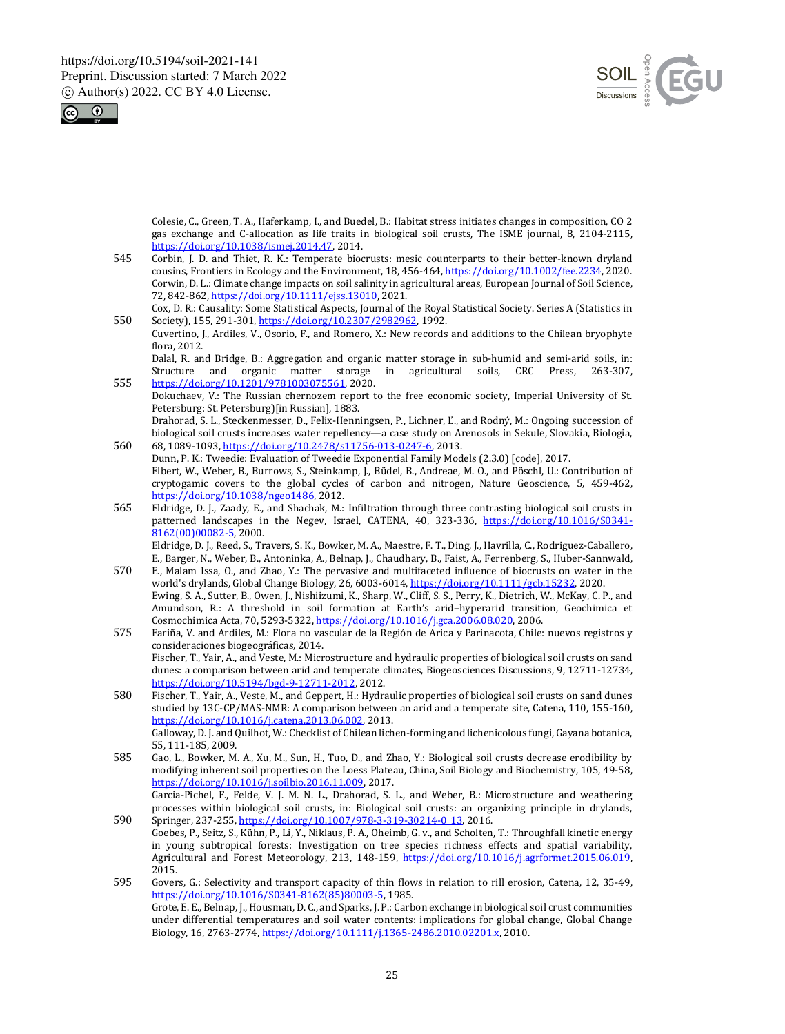Colesie, C., Green, T. A., Haferkamp, I., and Buedel, B.: Habitat stress initiates changes in composition, CO 2 gas exchange and C-allocation as life traits in biological soil crusts, The ISME journal, 8, 2104-2115, https://doi.org/10.1038/ismej.2014.47, 2014.

Corbin, J. D. and Thiet, R. K.: Temperate biocrusts: mesic counterparts to their better-known dryland cousins, Frontiers in Ecology and the Environment, 18, 456-464, https://doi.org/10.1002/fee.2234, 2020.

Corwin, D. L.: Climate change impacts on soil salinity in agricultural areas, European Journal of Soil Science, 72, 842-862, https://doi.org/10.1111/ejss.13010, 2021.

Cox, D. R.: Causality: Some Statistical Aspects, Journal of the Royal Statistical Society. Series A (Statistics in Society), 155, 291-301, https://doi.org/10.2307/2982962, 1992.

Cuvertino, J., Ardiles, V., Osorio, F., and Romero, X.: New records and additions to the Chilean bryophyte flora, 2012.

Dalal, R. and Bridge, B.: Aggregation and organic matter storage in sub-humid and semi-arid soils, in: Structure and organic matter storage in agricultural soils, CRC Press, 263-307, https://doi.org/10.1201/9781003075561, 2020.

Dokuchaev, V.: The Russian chernozem report to the free economic society, Imperial University of St. Petersburg: St. Petersburg)[in Russian], 1883.

Drahorad, S. L., Steckenmesser, D., Felix-Henningsen, P., Lichner, Ľ., and Rodný, M.: Ongoing succession of biological soil crusts increases water repellency—a case study on Arenosols in Sekule, Slovakia, Biologia, 68, 1089-1093, https://doi.org/10.2478/s11756-013-0247-6, 2013.

Dunn, P. K.: Tweedie: Evaluation of Tweedie Exponential Family Models (2.3.0) [code], 2017.

Elbert, W., Weber, B., Burrows, S., Steinkamp, J., Büdel, B., Andreae, M. O., and Pöschl, U.: Contribution of cryptogamic covers to the global cycles of carbon and nitrogen, Nature Geoscience, 5, 459-462, https://doi.org/10.1038/ngeo1486, 2012.

Eldridge, D. J., Zaady, E., and Shachak, M.: Infiltration through three contrasting biological soil crusts in patterned landscapes in the Negev, Israel, CATENA, 40, 323-336, https://doi.org/10.1016/S0341-8162(00)00082-5, 2000.

Eldridge, D. J., Reed, S., Travers, S. K., Bowker, M. A., Maestre, F. T., Ding, J., Havrilla, C., Rodriguez-Caballero, E., Barger, N., Weber, B., Antoninka, A., Belnap, J., Chaudhary, B., Faist, A., Ferrenberg, S., Huber-Sannwald, E., Malam Issa, O., and Zhao, Y.: The pervasive and multifaceted influence of biocrusts on water in the world's drylands, Global Change Biology, 26, 6003-6014, https://doi.org/10.1111/gcb.15232, 2020.

Ewing, S. A., Sutter, B., Owen, J., Nishiizumi, K., Sharp, W., Cliff, S. S., Perry, K., Dietrich, W., McKay, C. P., and Amundson, R.: A threshold in soil formation at Earth's arid–hyperarid transition, Geochimica et Cosmochimica Acta, 70, 5293-5322, https://doi.org/10.1016/j.gca.2006.08.020, 2006.

Fariña, V. and Ardiles, M.: Flora no vascular de la Región de Arica y Parinacota, Chile: nuevos registros y consideraciones biogeográficas, 2014.

Fischer, T., Yair, A., and Veste, M.: Microstructure and hydraulic properties of biological soil crusts on sand dunes: a comparison between arid and temperate climates, Biogeosciences Discussions, 9, 12711-12734, https://doi.org/10.5194/bgd-9-12711-2012, 2012.

Fischer, T., Yair, A., Veste, M., and Geppert, H.: Hydraulic properties of biological soil crusts on sand dunes studied by 13C-CP/MAS-NMR: A comparison between an arid and a temperate site, Catena, 110, 155-160, https://doi.org/10.1016/j.catena.2013.06.002, 2013.

Galloway, D. J. and Quilhot, W.: Checklist of Chilean lichen-forming and lichenicolous fungi, Gayana botanica, 55, 111-185, 2009.

Gao, L., Bowker, M. A., Xu, M., Sun, H., Tuo, D., and Zhao, Y.: Biological soil crusts decrease erodibility by modifying inherent soil properties on the Loess Plateau, China, Soil Biology and Biochemistry, 105, 49-58, https://doi.org/10.1016/j.soilbio.2016.11.009, 2017.

Garcia-Pichel, F., Felde, V. J. M. N. L., Drahorad, S. L., and Weber, B.: Microstructure and weathering processes within biological soil crusts, in: Biological soil crusts: an organizing principle in drylands, Springer, 237-255, https://doi.org/10.1007/978-3-319-30214-0 13, 2016.

Goebes, P., Seitz, S., Kühn, P., Li, Y., Niklaus, P. A., Oheimb, G. v., and Scholten, T.: Throughfall kinetic energy in young subtropical forests: Investigation on tree species richness effects and spatial variability, Agricultural and Forest Meteorology, 213, 148-159, https://doi.org/10.1016/j.agrformet.2015.06.019, 2015.

Govers, G.: Selectivity and transport capacity of thin flows in relation to rill erosion, Catena, 12, 35-49, https://doi.org/10.1016/S0341-8162(85)80003-5, 1985.

Grote, E. E., Belnap, J., Housman, D. C., and Sparks, J. P.: Carbon exchange in biological soil crust communities under differential temperatures and soil water contents: implications for global change, Global Change Biology, 16, 2763-2774, https://doi.org/10.1111/j.1365-2486.2010.02201.x, 2010.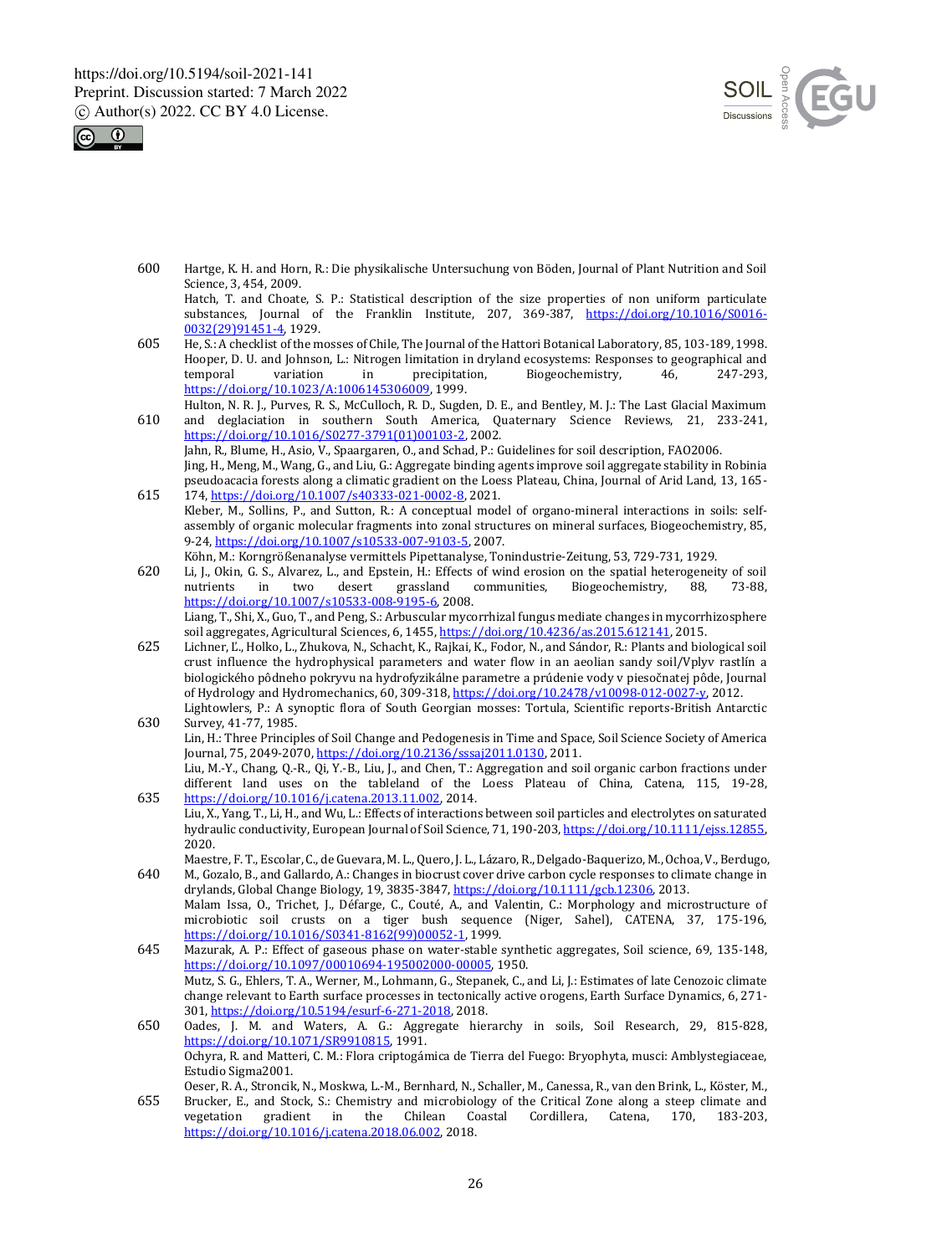Hartge, K. H. and Horn, R.: Die physikalische Untersuchung von Böden, Journal of Plant Nutrition and Soil Science, 3, 454, 2009.

Hatch, T. and Choate, S. P.: Statistical description of the size properties of non uniform particulate substances, Journal of the Franklin Institute, 207, 369-387, https://doi.org/10.1016/S0016-0032(29)91451-4, 1929.

He, S.: A checklist of the mosses of Chile, The Journal of the Hattori Botanical Laboratory, 85, 103-189, 1998.

Hooper, D. U. and Johnson, L.: Nitrogen limitation in dryland ecosystems: Responses to geographical and temporal variation in precipitation, Biogeochemistry, 46, 247-293, https://doi.org/10.1023/A:1006145306009, 1999.

Hulton, N. R. J., Purves, R. S., McCulloch, R. D., Sugden, D. E., and Bentley, M. J.: The Last Glacial Maximum and deglaciation in southern South America, Quaternary Science Reviews, 21, 233-241, https://doi.org/10.1016/S0277-3791(01)00103-2, 2002.

Jahn, R., Blume, H., Asio, V., Spaargaren, O., and Schad, P.: Guidelines for soil description, FAO2006.

Jing, H., Meng, M., Wang, G., and Liu, G.: Aggregate binding agents improve soil aggregate stability in Robinia pseudoacacia forests along a climatic gradient on the Loess Plateau, China, Journal of Arid Land, 13, 165-174, https://doi.org/10.1007/s40333-021-0002-8, 2021.

Kleber, M., Sollins, P., and Sutton, R.: A conceptual model of organo-mineral interactions in soils: self-assembly of organic molecular fragments into zonal structures on mineral surfaces, Biogeochemistry, 85, 9-24, https://doi.org/10.1007/s10533-007-9103-5, 2007.

Köhn, M.: Korngrößenanalyse vermittels Pipettanalyse, Tonindustrie-Zeitung, 53, 729-731, 1929.

Li, J., Okin, G. S., Alvarez, L., and Epstein, H.: Effects of wind erosion on the spatial heterogeneity of soil nutrients in two desert grassland communities, Biogeochemistry, 88, 73-88, https://doi.org/10.1007/s10533-008-9195-6, 2008.

Liang, T., Shi, X., Guo, T., and Peng, S.: Arbuscular mycorrhizal fungus mediate changes in mycorrhizosphere soil aggregates, Agricultural Sciences, 6, 1455, https://doi.org/10.4236/as.2015.612141, 2015.

Lichner, Ľ., Holko, L., Zhukova, N., Schacht, K., Rajkai, K., Fodor, N., and Sándor, R.: Plants and biological soil crust influence the hydrophysical parameters and water flow in an aeolian sandy soil/Vplyv rastlín a biologického pôdneho pokryvu na hydrofyzikálne parametre a prúdenie vody v piesočnatej pôde, Journal of Hydrology and Hydromechanics, 60, 309-318, https://doi.org/10.2478/v10098-012-0027-y, 2012.

Lightowlers, P.: A synoptic flora of South Georgian mosses: Tortula, Scientific reports-British Antarctic Survey, 41-77, 1985.

Lin, H.: Three Principles of Soil Change and Pedogenesis in Time and Space, Soil Science Society of America Journal, 75, 2049-2070, https://doi.org/10.2136/sssaj2011.0130, 2011.

Liu, M.-Y., Chang, Q.-R., Qi, Y.-B., Liu, J., and Chen, T.: Aggregation and soil organic carbon fractions under different land uses on the tableland of the Loess Plateau of China, Catena, 115, 19-28, https://doi.org/10.1016/j.catena.2013.11.002, 2014.

Liu, X., Yang, T., Li, H., and Wu, L.: Effects of interactions between soil particles and electrolytes on saturated hydraulic conductivity, European Journal of Soil Science, 71, 190-203, https://doi.org/10.1111/ejss.12855, 2020.

Maestre, F. T., Escolar, C., de Guevara, M. L., Quero, J. L., Lázaro, R., Delgado-Baquerizo, M., Ochoa, V., Berdugo, M., Gozalo, B., and Gallardo, A.: Changes in biocrust cover drive carbon cycle responses to climate change in drylands, Global Change Biology, 19, 3835-3847, https://doi.org/10.1111/gcb.12306, 2013.

Malam Issa, O., Trichet, J., Défarge, C., Couté, A., and Valentin, C.: Morphology and microstructure of microbiotic soil crusts on a tiger bush sequence (Niger, Sahel), CATENA, 37, 175-196, https://doi.org/10.1016/S0341-8162(99)00052-1, 1999.

Mazurak, A. P.: Effect of gaseous phase on water-stable synthetic aggregates, Soil science, 69, 135-148, https://doi.org/10.1097/00010694-195002000-00005, 1950.

Mutz, S. G., Ehlers, T. A., Werner, M., Lohmann, G., Stepanek, C., and Li, J.: Estimates of late Cenozoic climate change relevant to Earth surface processes in tectonically active orogens, Earth Surface Dynamics, 6, 271-301, https://doi.org/10.5194/esurf-6-271-2018, 2018.

Oades, J. M. and Waters, A. G.: Aggregate hierarchy in soils, Soil Research, 29, 815-828, https://doi.org/10.1071/SR9910815, 1991.

Ochyra, R. and Matteri, C. M.: Flora criptogámica de Tierra del Fuego: Bryophyta, musci: Amblystegiaceae, Estudio Sigma2001.

Oeser, R. A., Stroncik, N., Moskwa, L.-M., Bernhard, N., Schaller, M., Canessa, R., van den Brink, L., Köster, M., Brucker, E., and Stock, S.: Chemistry and microbiology of the Critical Zone along a steep climate and vegetation gradient in the Chilean Coastal Cordillera, Catena, 170, 183-203, https://doi.org/10.1016/j.catena.2018.06.002, 2018.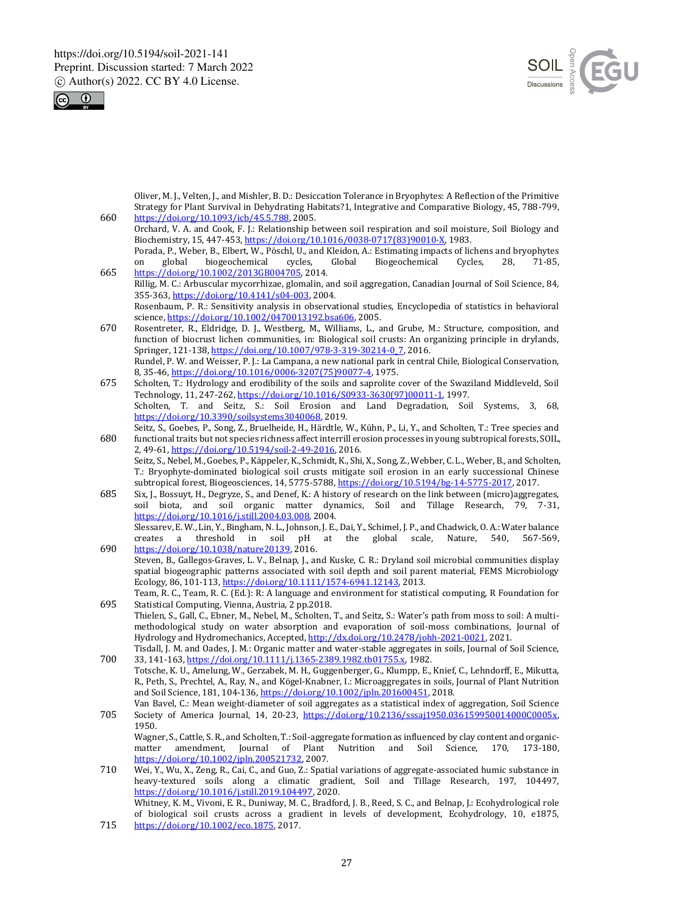Oliver, M. J., Velten, J., and Mishler, B. D.: Desiccation Tolerance in Bryophytes: A Reflection of the Primitive Strategy for Plant Survival in Dehydrating Habitats?1, Integrative and Comparative Biology, 45, 788-799, https://doi.org/10.1093/icb/45.5.788, 2005.

Orchard, V. A. and Cook, F. J.: Relationship between soil respiration and soil moisture, Soil Biology and Biochemistry, 15, 447-453, https://doi.org/10.1016/0038-0717(83)90010-X, 1983.

Porada, P., Weber, B., Elbert, W., Pöschl, U., and Kleidon, A.: Estimating impacts of lichens and bryophytes on global biogeochemical cycles, Global Biogeochemical Cycles, 28, 71-85, https://doi.org/10.1002/2013GB004705, 2014.

Rillig, M. C.: Arbuscular mycorrhizae, glomalin, and soil aggregation, Canadian Journal of Soil Science, 84, 355-363, https://doi.org/10.4141/s04-003, 2004.

Rosenbaum, P. R.: Sensitivity analysis in observational studies, Encyclopedia of statistics in behavioral science, https://doi.org/10.1002/0470013192.bsa606, 2005.

Rosentreter, R., Eldridge, D. J., Westberg, M., Williams, L., and Grube, M.: Structure, composition, and function of biocrust lichen communities, in: Biological soil crusts: An organizing principle in drylands, Springer, 121-138, https://doi.org/10.1007/978-3-319-30214-0_7, 2016.

Rundel, P. W. and Weisser, P. J.: La Campana, a new national park in central Chile, Biological Conservation, 8, 35-46, https://doi.org/10.1016/0006-3207(75)90077-4, 1975.

Scholten, T.: Hydrology and erodibility of the soils and saprolite cover of the Swaziland Middleveld, Soil Technology, 11, 247-262, https://doi.org/10.1016/S0933-3630(97)00011-1, 1997.

Scholten, T. and Seitz, S.: Soil Erosion and Land Degradation, Soil Systems, 3, 68, https://doi.org/10.3390/soilsystems3040068, 2019.

Seitz, S., Goebes, P., Song, Z., Bruelheide, H., Härdtle, W., Kühn, P., Li, Y., and Scholten, T.: Tree species and functional traits but not species richness affect interrill erosion processes in young subtropical forests, SOIL, 2, 49-61, https://doi.org/10.5194/soil-2-49-2016, 2016.

Seitz, S., Nebel, M., Goebes, P., Käppeler, K., Schmidt, K., Shi, X., Song, Z., Webber, C. L., Weber, B., and Scholten, T.: Bryophyte-dominated biological soil crusts mitigate soil erosion in an early successional Chinese subtropical forest, Biogeosciences, 14, 5775-5788, https://doi.org/10.5194/bg-14-5775-2017, 2017.

Six, J., Bossuyt, H., Degryze, S., and Denef, K.: A history of research on the link between (micro)aggregates, soil biota, and soil organic matter dynamics, Soil and Tillage Research, 79, 7-31, https://doi.org/10.1016/j.still.2004.03.008, 2004.

Slessarev, E. W., Lin, Y., Bingham, N. L., Johnson, J. E., Dai, Y., Schimel, J. P., and Chadwick, O. A.: Water balance creates a threshold in soil pH at the global scale, Nature, 540, 567-569, https://doi.org/10.1038/nature20139, 2016.

Steven, B., Gallegos-Graves, L. V., Belnap, J., and Kuske, C. R.: Dryland soil microbial communities display spatial biogeographic patterns associated with soil depth and soil parent material, FEMS Microbiology Ecology, 86, 101-113, https://doi.org/10.1111/1574-6941.12143, 2013.

Team, R. C., Team, R. C. (Ed.): R: A language and environment for statistical computing, R Foundation for Statistical Computing, Vienna, Austria, 2 pp.2018.

Thielen, S., Gall, C., Ebner, M., Nebel, M., Scholten, T., and Seitz, S.: Water's path from moss to soil: A multi-methodological study on water absorption and evaporation of soil-moss combinations, Journal of Hydrology and Hydromechanics, Accepted, http://dx.doi.org/10.2478/johh-2021-0021, 2021.

Tisdall, J. M. and Oades, J. M.: Organic matter and water-stable aggregates in soils, Journal of Soil Science, 33, 141-163, https://doi.org/10.1111/j.1365-2389.1982.tb01755.x, 1982.

Totsche, K. U., Amelung, W., Gerzabek, M. H., Guggenberger, G., Klumpp, E., Knief, C., Lehndorff, E., Mikutta, R., Peth, S., Prechtel, A., Ray, N., and Kögel-Knabner, I.: Microaggregates in soils, Journal of Plant Nutrition and Soil Science, 181, 104-136, https://doi.org/10.1002/jpln.201600451, 2018.

Van Bavel, C.: Mean weight-diameter of soil aggregates as a statistical index of aggregation, Soil Science Society of America Journal, 14, 20-23, https://doi.org/10.2136/sssaj1950.036159950014000C0005x, 1950.

Wagner, S., Cattle, S. R., and Scholten, T.: Soil-aggregate formation as influenced by clay content and organic-matter amendment, Journal of Plant Nutrition and Soil Science, 170, 173-180, https://doi.org/10.1002/jpln.200521732, 2007.

Wei, Y., Wu, X., Zeng, R., Cai, C., and Guo, Z.: Spatial variations of aggregate-associated humic substance in heavy-textured soils along a climatic gradient, Soil and Tillage Research, 197, 104497, https://doi.org/10.1016/j.still.2019.104497, 2020.

Whitney, K. M., Vivoni, E. R., Duniway, M. C., Bradford, J. B., Reed, S. C., and Belnap, J.: Ecohydrological role of biological soil crusts across a gradient in levels of development, Ecohydrology, 10, e1875, https://doi.org/10.1002/eco.1875, 2017.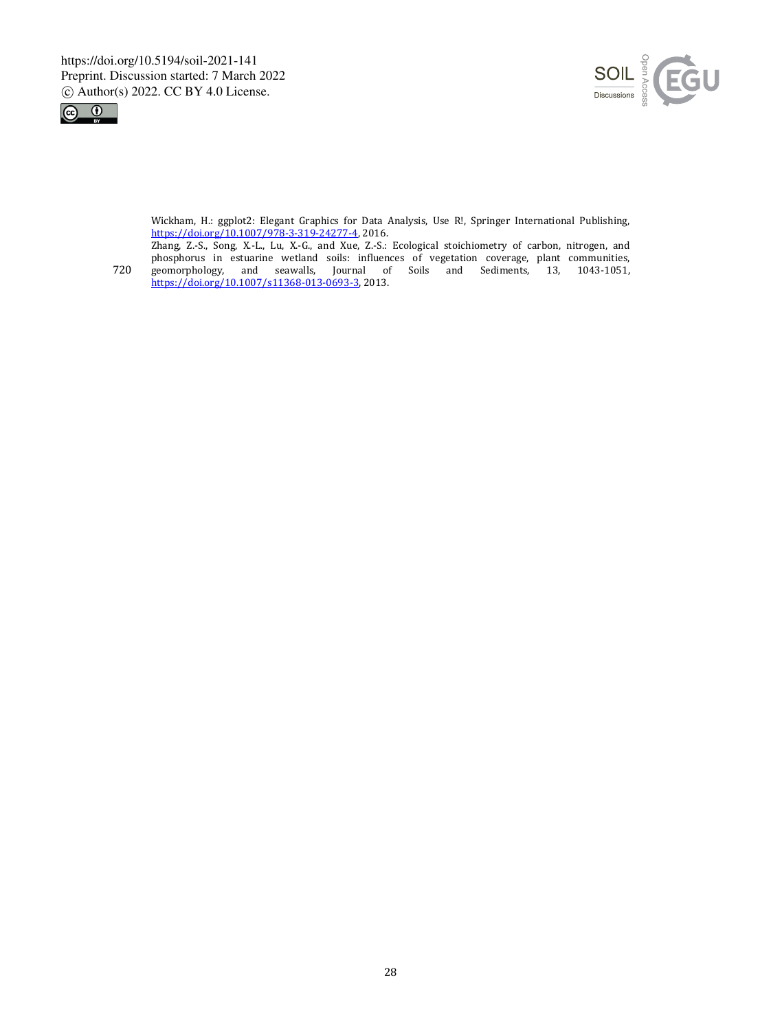Wickham, H.: ggplot2: Elegant Graphics for Data Analysis, Use R!, Springer International Publishing, https://doi.org/10.1007/978-3-319-24277-4, 2016.

Zhang, Z.-S., Song, X.-L., Lu, X.-G., and Xue, Z.-S.: Ecological stoichiometry of carbon, nitrogen, and phosphorus in estuarine wetland soils: influences of vegetation coverage, plant communities, geomorphology, and seawalls, Journal of Soils and Sediments, 13, 1043-1051, https://doi.org/10.1007/s11368-013-0693-3, 2013.